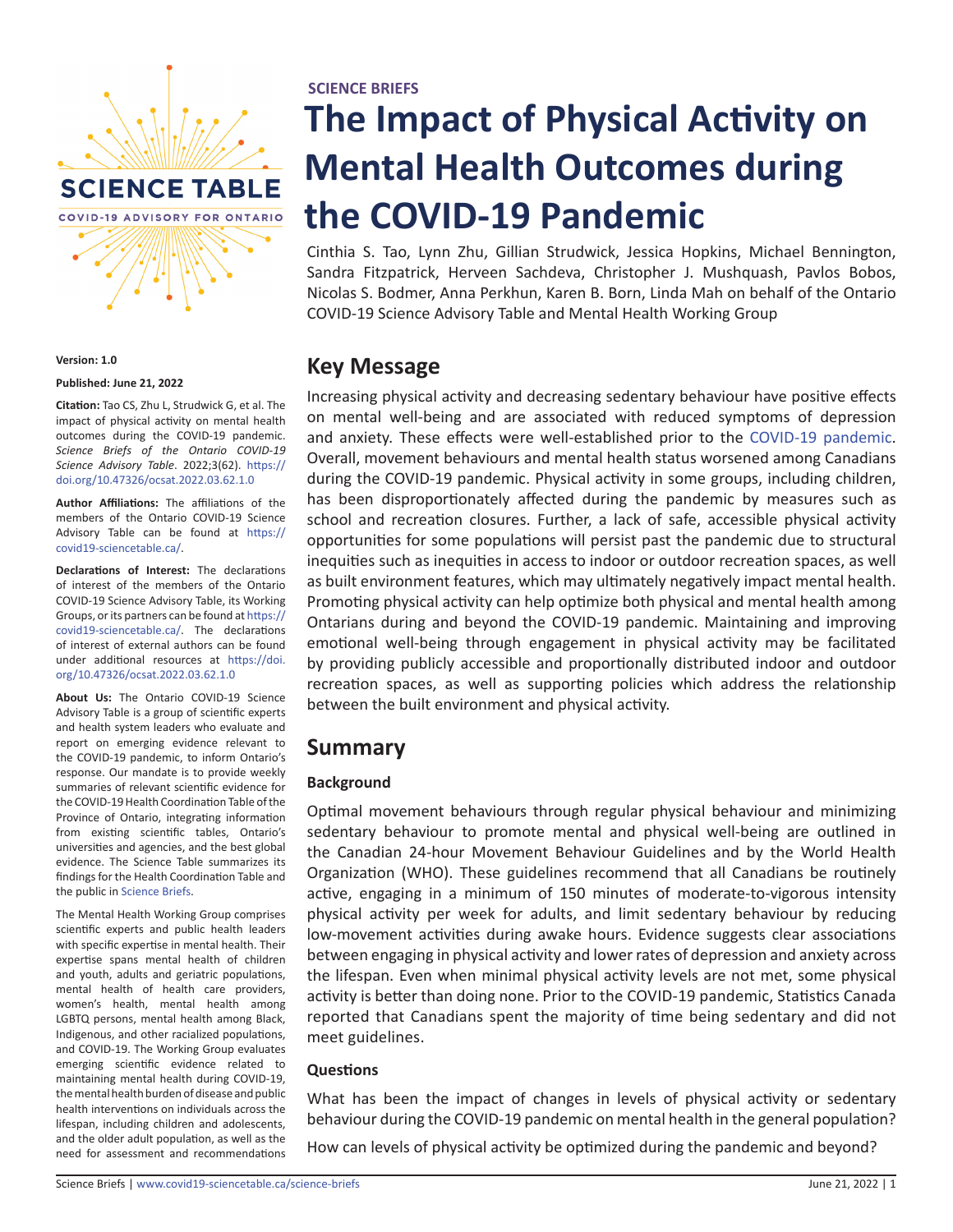SCIENCE TABLE

COVID-19 ADVISORY FOR ONTARIO

**SCIENCE BRIEFS**

# The Impact of Physical Activity on Mental Health Outcomes during the COVID-19 Pandemic

Cinthia S. Tao, Lynn Zhu, Gillian Strudwick, Jessica Hopkins, Michael Bennington, Sandra Fitzpatrick, Herveen Sachdeva, Christopher J. Mushquash, Pavlos Bobos, Nicolas S. Bodmer, Anna Perkhun, Karen B. Born, Linda Mah on behalf of the Ontario COVID-19 Science Advisory Table and Mental Health Working Group

**Version: 1.0**

**Published: June 21, 2022**

**Citation:** Tao CS, Zhu L, Strudwick G, et al. The impact of physical activity on mental health outcomes during the COVID-19 pandemic. *Science Briefs of the Ontario COVID-19 Science Advisory Table*. 2022;3(62). https://doi.org/10.47326/ocsat.2022.03.62.1.0

**Author Affiliations:** The affiliations of the members of the Ontario COVID-19 Science Advisory Table can be found at https://covid19-sciencetable.ca/.

**Declarations of Interest:** The declarations of interest of the members of the Ontario COVID-19 Science Advisory Table, its Working Groups, or its partners can be found at https://covid19-sciencetable.ca/. The declarations of interest of external authors can be found under additional resources at https://doi.org/10.47326/ocsat.2022.03.62.1.0

**About Us:** The Ontario COVID-19 Science Advisory Table is a group of scientific experts and health system leaders who evaluate and report on emerging evidence relevant to the COVID-19 pandemic, to inform Ontario's response. Our mandate is to provide weekly summaries of relevant scientific evidence for the COVID-19 Health Coordination Table of the Province of Ontario, integrating information from existing scientific tables, Ontario's universities and agencies, and the best global evidence. The Science Table summarizes its findings for the Health Coordination Table and the public in Science Briefs.

The Mental Health Working Group comprises scientific experts and public health leaders with specific expertise in mental health. Their expertise spans mental health of children and youth, adults and geriatric populations, mental health of health care providers, women's health, mental health among LGBTQ persons, mental health among Black, Indigenous, and other racialized populations, and COVID-19. The Working Group evaluates emerging scientific evidence related to maintaining mental health during COVID-19, the mental health burden of disease and public health interventions on individuals across the lifespan, including children and adolescents, and the older adult population, as well as the need for assessment and recommendations

## Key Message

Increasing physical activity and decreasing sedentary behaviour have positive effects on mental well-being and are associated with reduced symptoms of depression and anxiety. These effects were well-established prior to the COVID-19 pandemic. Overall, movement behaviours and mental health status worsened among Canadians during the COVID-19 pandemic. Physical activity in some groups, including children, has been disproportionately affected during the pandemic by measures such as school and recreation closures. Further, a lack of safe, accessible physical activity opportunities for some populations will persist past the pandemic due to structural inequities such as inequities in access to indoor or outdoor recreation spaces, as well as built environment features, which may ultimately negatively impact mental health. Promoting physical activity can help optimize both physical and mental health among Ontarians during and beyond the COVID-19 pandemic. Maintaining and improving emotional well-being through engagement in physical activity may be facilitated by providing publicly accessible and proportionally distributed indoor and outdoor recreation spaces, as well as supporting policies which address the relationship between the built environment and physical activity.

## Summary

### Background

Optimal movement behaviours through regular physical behaviour and minimizing sedentary behaviour to promote mental and physical well-being are outlined in the Canadian 24-hour Movement Behaviour Guidelines and by the World Health Organization (WHO). These guidelines recommend that all Canadians be routinely active, engaging in a minimum of 150 minutes of moderate-to-vigorous intensity physical activity per week for adults, and limit sedentary behaviour by reducing low-movement activities during awake hours. Evidence suggests clear associations between engaging in physical activity and lower rates of depression and anxiety across the lifespan. Even when minimal physical activity levels are not met, some physical activity is better than doing none. Prior to the COVID-19 pandemic, Statistics Canada reported that Canadians spent the majority of time being sedentary and did not meet guidelines.

### Questions

What has been the impact of changes in levels of physical activity or sedentary behaviour during the COVID-19 pandemic on mental health in the general population?

How can levels of physical activity be optimized during the pandemic and beyond?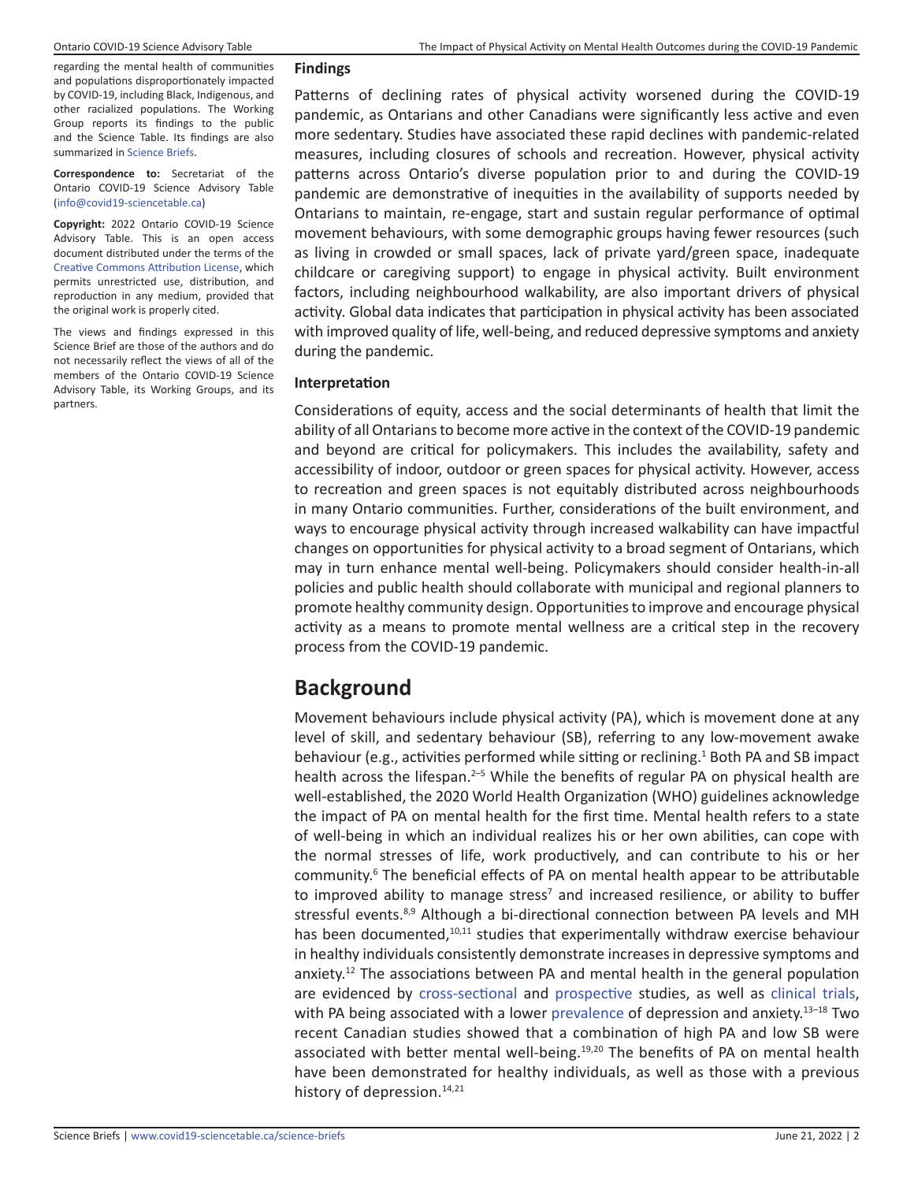regarding the mental health of communities and populations disproportionately impacted by COVID-19, including Black, Indigenous, and other racialized populations. The Working Group reports its findings to the public and the Science Table. Its findings are also summarized in Science Briefs.

**Correspondence to:** Secretariat of the Ontario COVID-19 Science Advisory Table (info@covid19-sciencetable.ca)

**Copyright:** 2022 Ontario COVID-19 Science Advisory Table. This is an open access document distributed under the terms of the Creative Commons Attribution License, which permits unrestricted use, distribution, and reproduction in any medium, provided that the original work is properly cited.

The views and findings expressed in this Science Brief are those of the authors and do not necessarily reflect the views of all of the members of the Ontario COVID-19 Science Advisory Table, its Working Groups, and its partners.

### Findings

Patterns of declining rates of physical activity worsened during the COVID-19 pandemic, as Ontarians and other Canadians were significantly less active and even more sedentary. Studies have associated these rapid declines with pandemic-related measures, including closures of schools and recreation. However, physical activity patterns across Ontario's diverse population prior to and during the COVID-19 pandemic are demonstrative of inequities in the availability of supports needed by Ontarians to maintain, re-engage, start and sustain regular performance of optimal movement behaviours, with some demographic groups having fewer resources (such as living in crowded or small spaces, lack of private yard/green space, inadequate childcare or caregiving support) to engage in physical activity. Built environment factors, including neighbourhood walkability, are also important drivers of physical activity. Global data indicates that participation in physical activity has been associated with improved quality of life, well-being, and reduced depressive symptoms and anxiety during the pandemic.

### Interpretation

Considerations of equity, access and the social determinants of health that limit the ability of all Ontarians to become more active in the context of the COVID-19 pandemic and beyond are critical for policymakers. This includes the availability, safety and accessibility of indoor, outdoor or green spaces for physical activity. However, access to recreation and green spaces is not equitably distributed across neighbourhoods in many Ontario communities. Further, considerations of the built environment, and ways to encourage physical activity through increased walkability can have impactful changes on opportunities for physical activity to a broad segment of Ontarians, which may in turn enhance mental well-being. Policymakers should consider health-in-all policies and public health should collaborate with municipal and regional planners to promote healthy community design. Opportunities to improve and encourage physical activity as a means to promote mental wellness are a critical step in the recovery process from the COVID-19 pandemic.

## Background

Movement behaviours include physical activity (PA), which is movement done at any level of skill, and sedentary behaviour (SB), referring to any low-movement awake behaviour (e.g., activities performed while sitting or reclining.[1] Both PA and SB impact health across the lifespan.[2–5] While the benefits of regular PA on physical health are well-established, the 2020 World Health Organization (WHO) guidelines acknowledge the impact of PA on mental health for the first time. Mental health refers to a state of well-being in which an individual realizes his or her own abilities, can cope with the normal stresses of life, work productively, and can contribute to his or her community.[6] The beneficial effects of PA on mental health appear to be attributable to improved ability to manage stress[7] and increased resilience, or ability to buffer stressful events.[8,9] Although a bi-directional connection between PA levels and MH has been documented,[10,11] studies that experimentally withdraw exercise behaviour in healthy individuals consistently demonstrate increases in depressive symptoms and anxiety.[12] The associations between PA and mental health in the general population are evidenced by cross-sectional and prospective studies, as well as clinical trials, with PA being associated with a lower prevalence of depression and anxiety.[13–18] Two recent Canadian studies showed that a combination of high PA and low SB were associated with better mental well-being.[19,20] The benefits of PA on mental health have been demonstrated for healthy individuals, as well as those with a previous history of depression.[14,21]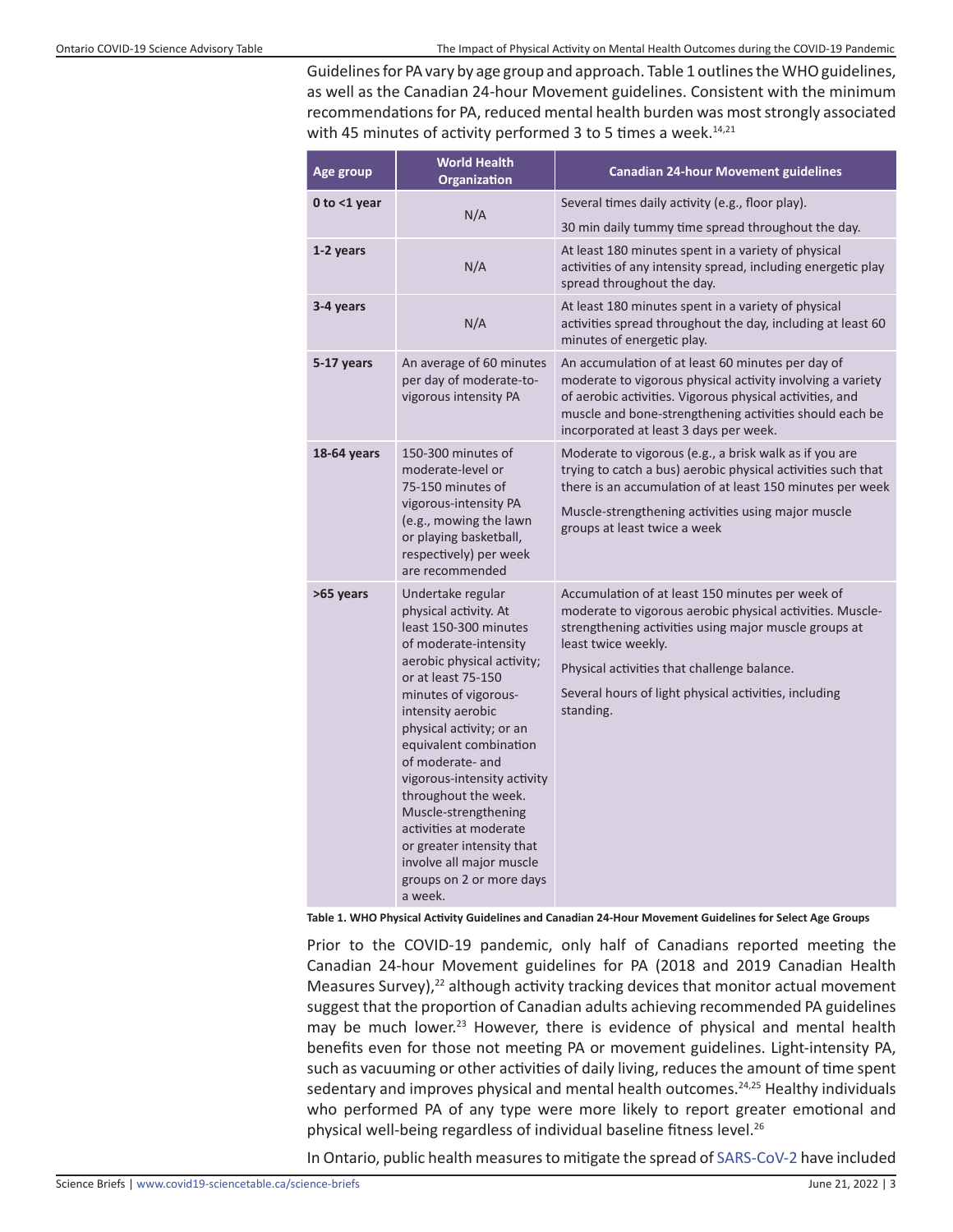Guidelines for PA vary by age group and approach. Table 1 outlines the WHO guidelines, as well as the Canadian 24-hour Movement guidelines. Consistent with the minimum recommendations for PA, reduced mental health burden was most strongly associated with 45 minutes of activity performed 3 to 5 times a week.[14,21]

| Age group | World Health Organization | Canadian 24-hour Movement guidelines |
|---|---|---|
| **0 to <1 year** | N/A | Several times daily activity (e.g., floor play).<br>30 min daily tummy time spread throughout the day. |
| **1-2 years** | N/A | At least 180 minutes spent in a variety of physical activities of any intensity spread, including energetic play spread throughout the day. |
| **3-4 years** | N/A | At least 180 minutes spent in a variety of physical activities spread throughout the day, including at least 60 minutes of energetic play. |
| **5-17 years** | An average of 60 minutes per day of moderate-to-vigorous intensity PA | An accumulation of at least 60 minutes per day of moderate to vigorous physical activity involving a variety of aerobic activities. Vigorous physical activities, and muscle and bone-strengthening activities should each be incorporated at least 3 days per week. |
| **18-64 years** | 150-300 minutes of moderate-level or 75-150 minutes of vigorous-intensity PA (e.g., mowing the lawn or playing basketball, respectively) per week are recommended | Moderate to vigorous (e.g., a brisk walk as if you are trying to catch a bus) aerobic physical activities such that there is an accumulation of at least 150 minutes per week<br>Muscle-strengthening activities using major muscle groups at least twice a week |
| **>65 years** | Undertake regular physical activity. At least 150-300 minutes of moderate-intensity aerobic physical activity; or at least 75-150 minutes of vigorous-intensity aerobic physical activity; or an equivalent combination of moderate- and vigorous-intensity activity throughout the week. Muscle-strengthening activities at moderate or greater intensity that involve all major muscle groups on 2 or more days a week. | Accumulation of at least 150 minutes per week of moderate to vigorous aerobic physical activities. Muscle-strengthening activities using major muscle groups at least twice weekly.<br>Physical activities that challenge balance.<br>Several hours of light physical activities, including standing. |

**Table 1. WHO Physical Activity Guidelines and Canadian 24-Hour Movement Guidelines for Select Age Groups**

Prior to the COVID-19 pandemic, only half of Canadians reported meeting the Canadian 24-hour Movement guidelines for PA (2018 and 2019 Canadian Health Measures Survey),[22] although activity tracking devices that monitor actual movement suggest that the proportion of Canadian adults achieving recommended PA guidelines may be much lower.[23] However, there is evidence of physical and mental health benefits even for those not meeting PA or movement guidelines. Light-intensity PA, such as vacuuming or other activities of daily living, reduces the amount of time spent sedentary and improves physical and mental health outcomes.[24,25] Healthy individuals who performed PA of any type were more likely to report greater emotional and physical well-being regardless of individual baseline fitness level.[26]

In Ontario, public health measures to mitigate the spread of SARS-CoV-2 have included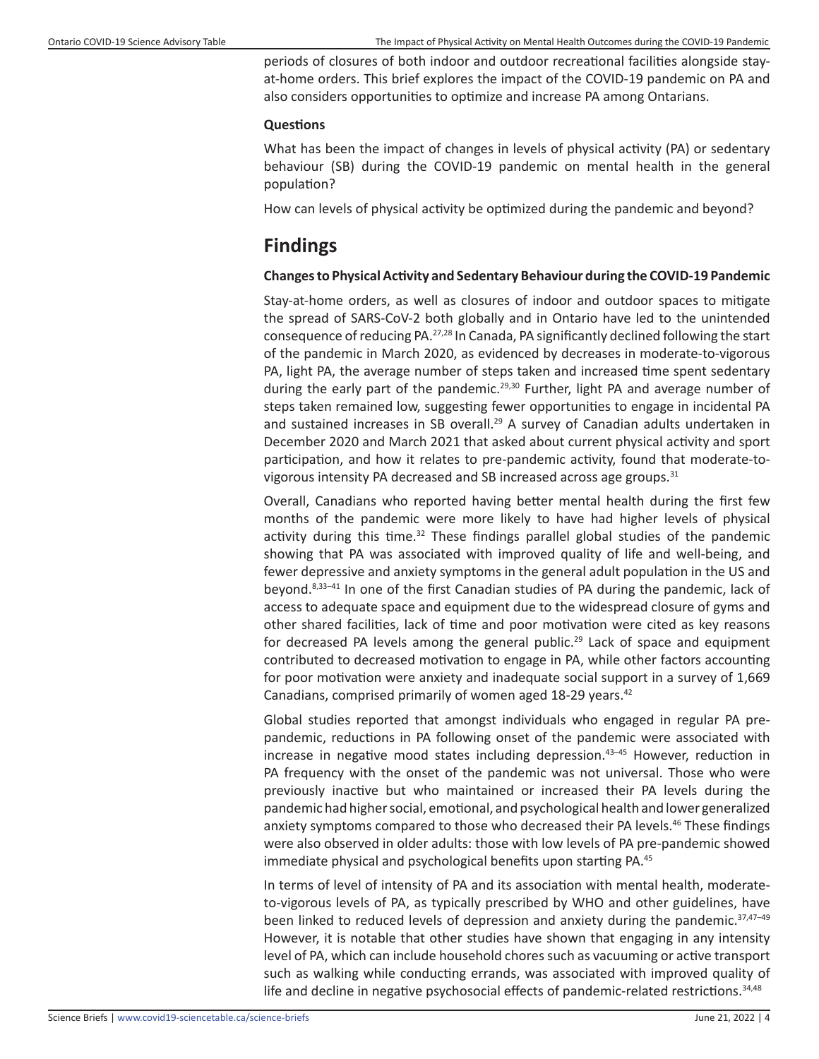periods of closures of both indoor and outdoor recreational facilities alongside stay-at-home orders. This brief explores the impact of the COVID-19 pandemic on PA and also considers opportunities to optimize and increase PA among Ontarians.

**Questions**

What has been the impact of changes in levels of physical activity (PA) or sedentary behaviour (SB) during the COVID-19 pandemic on mental health in the general population?

How can levels of physical activity be optimized during the pandemic and beyond?

# Findings

**Changes to Physical Activity and Sedentary Behaviour during the COVID-19 Pandemic**

Stay-at-home orders, as well as closures of indoor and outdoor spaces to mitigate the spread of SARS-CoV-2 both globally and in Ontario have led to the unintended consequence of reducing PA.[27,28] In Canada, PA significantly declined following the start of the pandemic in March 2020, as evidenced by decreases in moderate-to-vigorous PA, light PA, the average number of steps taken and increased time spent sedentary during the early part of the pandemic.[29,30] Further, light PA and average number of steps taken remained low, suggesting fewer opportunities to engage in incidental PA and sustained increases in SB overall.[29] A survey of Canadian adults undertaken in December 2020 and March 2021 that asked about current physical activity and sport participation, and how it relates to pre-pandemic activity, found that moderate-to-vigorous intensity PA decreased and SB increased across age groups.[31]

Overall, Canadians who reported having better mental health during the first few months of the pandemic were more likely to have had higher levels of physical activity during this time.[32] These findings parallel global studies of the pandemic showing that PA was associated with improved quality of life and well-being, and fewer depressive and anxiety symptoms in the general adult population in the US and beyond.[8,33–41] In one of the first Canadian studies of PA during the pandemic, lack of access to adequate space and equipment due to the widespread closure of gyms and other shared facilities, lack of time and poor motivation were cited as key reasons for decreased PA levels among the general public.[29] Lack of space and equipment contributed to decreased motivation to engage in PA, while other factors accounting for poor motivation were anxiety and inadequate social support in a survey of 1,669 Canadians, comprised primarily of women aged 18-29 years.[42]

Global studies reported that amongst individuals who engaged in regular PA pre-pandemic, reductions in PA following onset of the pandemic were associated with increase in negative mood states including depression.[43–45] However, reduction in PA frequency with the onset of the pandemic was not universal. Those who were previously inactive but who maintained or increased their PA levels during the pandemic had higher social, emotional, and psychological health and lower generalized anxiety symptoms compared to those who decreased their PA levels.[46] These findings were also observed in older adults: those with low levels of PA pre-pandemic showed immediate physical and psychological benefits upon starting PA.[45]

In terms of level of intensity of PA and its association with mental health, moderate-to-vigorous levels of PA, as typically prescribed by WHO and other guidelines, have been linked to reduced levels of depression and anxiety during the pandemic.[37,47–49] However, it is notable that other studies have shown that engaging in any intensity level of PA, which can include household chores such as vacuuming or active transport such as walking while conducting errands, was associated with improved quality of life and decline in negative psychosocial effects of pandemic-related restrictions.[34,48]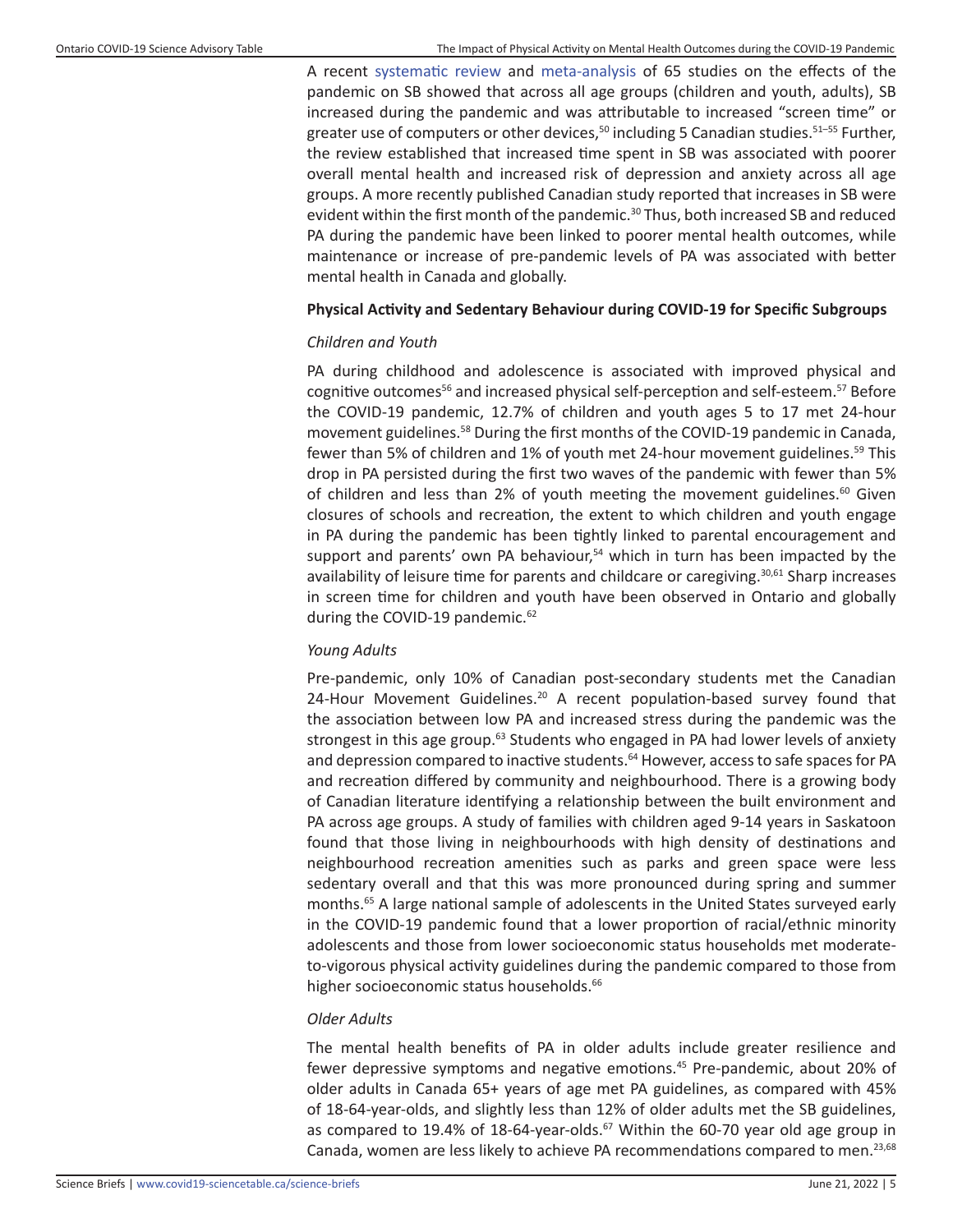A recent systematic review and meta-analysis of 65 studies on the effects of the pandemic on SB showed that across all age groups (children and youth, adults), SB increased during the pandemic and was attributable to increased "screen time" or greater use of computers or other devices,[50] including 5 Canadian studies.[51–55] Further, the review established that increased time spent in SB was associated with poorer overall mental health and increased risk of depression and anxiety across all age groups. A more recently published Canadian study reported that increases in SB were evident within the first month of the pandemic.[30] Thus, both increased SB and reduced PA during the pandemic have been linked to poorer mental health outcomes, while maintenance or increase of pre-pandemic levels of PA was associated with better mental health in Canada and globally.

### Physical Activity and Sedentary Behaviour during COVID-19 for Specific Subgroups

*Children and Youth*

PA during childhood and adolescence is associated with improved physical and cognitive outcomes[56] and increased physical self-perception and self-esteem.[57] Before the COVID-19 pandemic, 12.7% of children and youth ages 5 to 17 met 24-hour movement guidelines.[58] During the first months of the COVID-19 pandemic in Canada, fewer than 5% of children and 1% of youth met 24-hour movement guidelines.[59] This drop in PA persisted during the first two waves of the pandemic with fewer than 5% of children and less than 2% of youth meeting the movement guidelines.[60] Given closures of schools and recreation, the extent to which children and youth engage in PA during the pandemic has been tightly linked to parental encouragement and support and parents' own PA behaviour,[54] which in turn has been impacted by the availability of leisure time for parents and childcare or caregiving.[30,61] Sharp increases in screen time for children and youth have been observed in Ontario and globally during the COVID-19 pandemic.[62]

*Young Adults*

Pre-pandemic, only 10% of Canadian post-secondary students met the Canadian 24-Hour Movement Guidelines.[20] A recent population-based survey found that the association between low PA and increased stress during the pandemic was the strongest in this age group.[63] Students who engaged in PA had lower levels of anxiety and depression compared to inactive students.[64] However, access to safe spaces for PA and recreation differed by community and neighbourhood. There is a growing body of Canadian literature identifying a relationship between the built environment and PA across age groups. A study of families with children aged 9-14 years in Saskatoon found that those living in neighbourhoods with high density of destinations and neighbourhood recreation amenities such as parks and green space were less sedentary overall and that this was more pronounced during spring and summer months.[65] A large national sample of adolescents in the United States surveyed early in the COVID-19 pandemic found that a lower proportion of racial/ethnic minority adolescents and those from lower socioeconomic status households met moderate-to-vigorous physical activity guidelines during the pandemic compared to those from higher socioeconomic status households.[66]

*Older Adults*

The mental health benefits of PA in older adults include greater resilience and fewer depressive symptoms and negative emotions.[45] Pre-pandemic, about 20% of older adults in Canada 65+ years of age met PA guidelines, as compared with 45% of 18-64-year-olds, and slightly less than 12% of older adults met the SB guidelines, as compared to 19.4% of 18-64-year-olds.[67] Within the 60-70 year old age group in Canada, women are less likely to achieve PA recommendations compared to men.[23,68]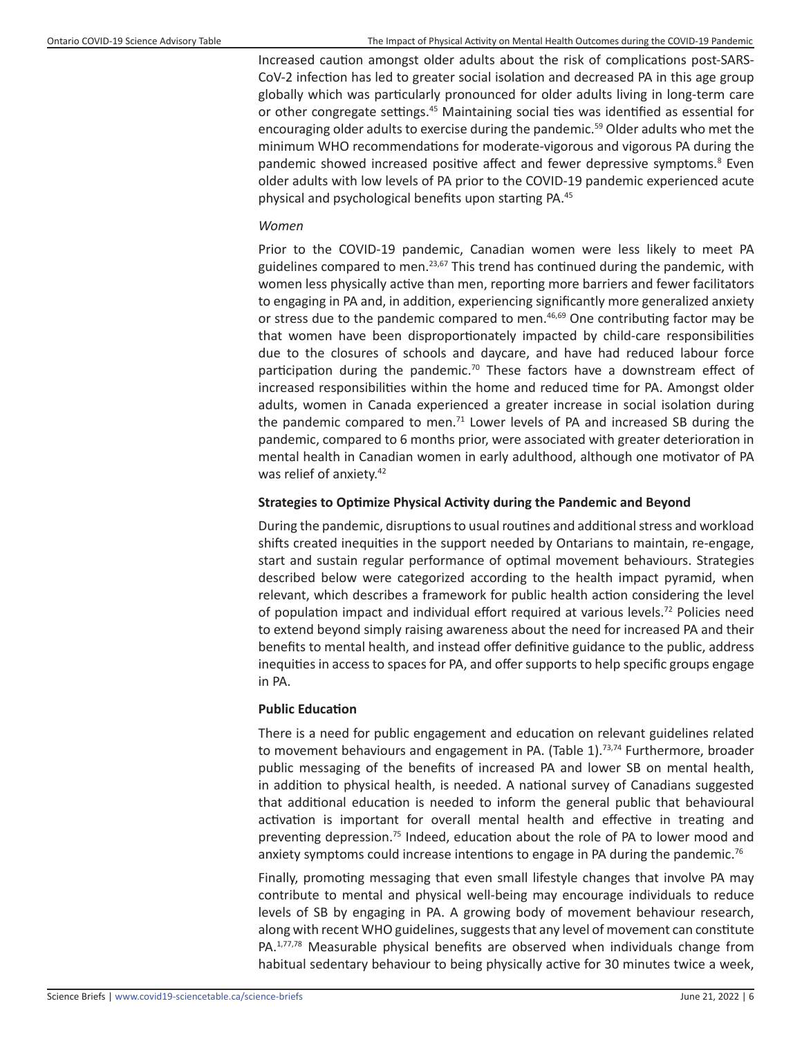Increased caution amongst older adults about the risk of complications post-SARS-CoV-2 infection has led to greater social isolation and decreased PA in this age group globally which was particularly pronounced for older adults living in long-term care or other congregate settings.[45] Maintaining social ties was identified as essential for encouraging older adults to exercise during the pandemic.[59] Older adults who met the minimum WHO recommendations for moderate-vigorous and vigorous PA during the pandemic showed increased positive affect and fewer depressive symptoms.[8] Even older adults with low levels of PA prior to the COVID-19 pandemic experienced acute physical and psychological benefits upon starting PA.[45]

*Women*

Prior to the COVID-19 pandemic, Canadian women were less likely to meet PA guidelines compared to men.[23,67] This trend has continued during the pandemic, with women less physically active than men, reporting more barriers and fewer facilitators to engaging in PA and, in addition, experiencing significantly more generalized anxiety or stress due to the pandemic compared to men.[46,69] One contributing factor may be that women have been disproportionately impacted by child-care responsibilities due to the closures of schools and daycare, and have had reduced labour force participation during the pandemic.[70] These factors have a downstream effect of increased responsibilities within the home and reduced time for PA. Amongst older adults, women in Canada experienced a greater increase in social isolation during the pandemic compared to men.[71] Lower levels of PA and increased SB during the pandemic, compared to 6 months prior, were associated with greater deterioration in mental health in Canadian women in early adulthood, although one motivator of PA was relief of anxiety.[42]

### Strategies to Optimize Physical Activity during the Pandemic and Beyond

During the pandemic, disruptions to usual routines and additional stress and workload shifts created inequities in the support needed by Ontarians to maintain, re-engage, start and sustain regular performance of optimal movement behaviours. Strategies described below were categorized according to the health impact pyramid, when relevant, which describes a framework for public health action considering the level of population impact and individual effort required at various levels.[72] Policies need to extend beyond simply raising awareness about the need for increased PA and their benefits to mental health, and instead offer definitive guidance to the public, address inequities in access to spaces for PA, and offer supports to help specific groups engage in PA.

### Public Education

There is a need for public engagement and education on relevant guidelines related to movement behaviours and engagement in PA. (Table 1).[73,74] Furthermore, broader public messaging of the benefits of increased PA and lower SB on mental health, in addition to physical health, is needed. A national survey of Canadians suggested that additional education is needed to inform the general public that behavioural activation is important for overall mental health and effective in treating and preventing depression.[75] Indeed, education about the role of PA to lower mood and anxiety symptoms could increase intentions to engage in PA during the pandemic.[76]

Finally, promoting messaging that even small lifestyle changes that involve PA may contribute to mental and physical well-being may encourage individuals to reduce levels of SB by engaging in PA. A growing body of movement behaviour research, along with recent WHO guidelines, suggests that any level of movement can constitute PA.[1,77,78] Measurable physical benefits are observed when individuals change from habitual sedentary behaviour to being physically active for 30 minutes twice a week,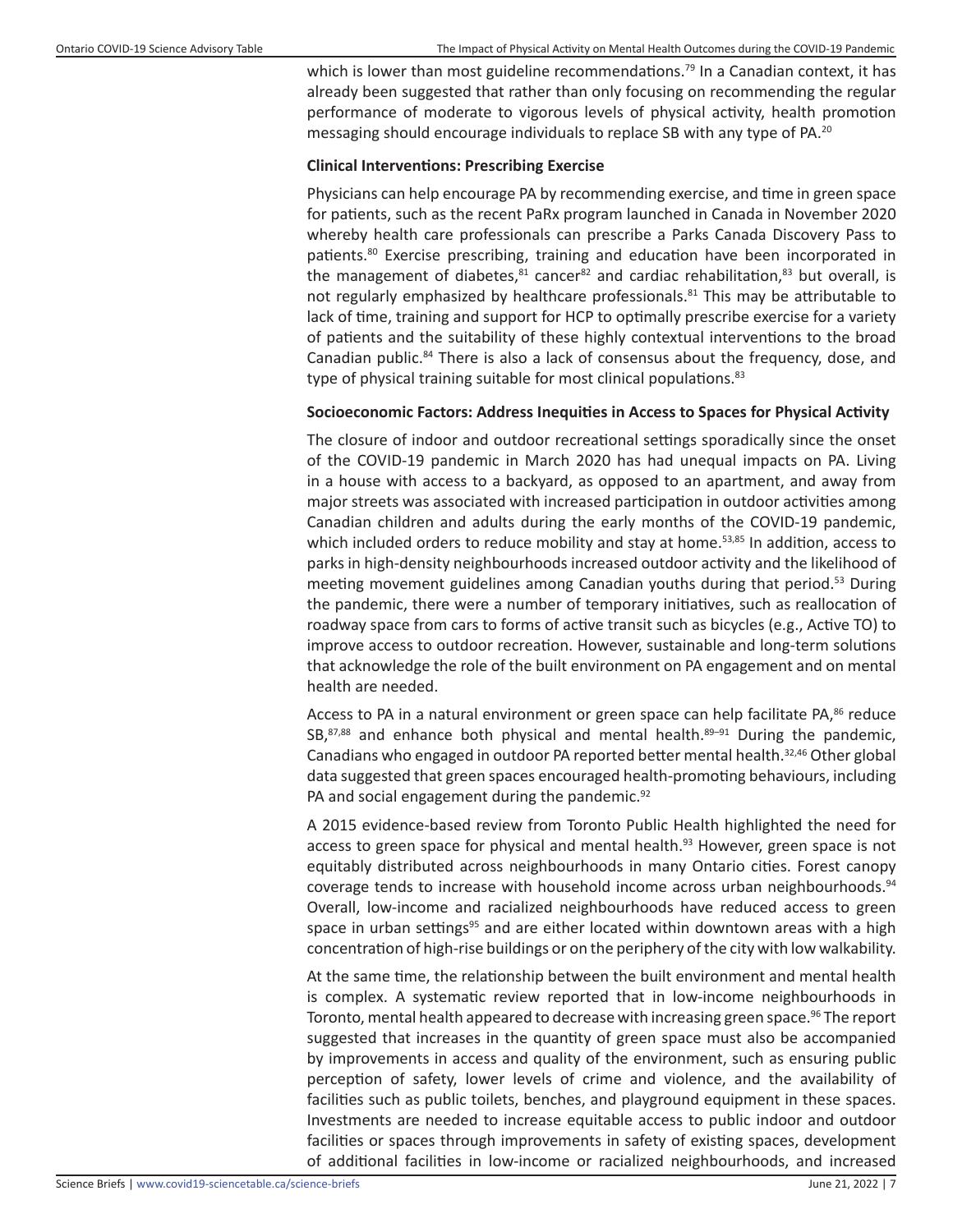which is lower than most guideline recommendations.[79] In a Canadian context, it has already been suggested that rather than only focusing on recommending the regular performance of moderate to vigorous levels of physical activity, health promotion messaging should encourage individuals to replace SB with any type of PA.[20]

**Clinical Interventions: Prescribing Exercise**

Physicians can help encourage PA by recommending exercise, and time in green space for patients, such as the recent PaRx program launched in Canada in November 2020 whereby health care professionals can prescribe a Parks Canada Discovery Pass to patients.[80] Exercise prescribing, training and education have been incorporated in the management of diabetes,[81] cancer[82] and cardiac rehabilitation,[83] but overall, is not regularly emphasized by healthcare professionals.[81] This may be attributable to lack of time, training and support for HCP to optimally prescribe exercise for a variety of patients and the suitability of these highly contextual interventions to the broad Canadian public.[84] There is also a lack of consensus about the frequency, dose, and type of physical training suitable for most clinical populations.[83]

**Socioeconomic Factors: Address Inequities in Access to Spaces for Physical Activity**

The closure of indoor and outdoor recreational settings sporadically since the onset of the COVID-19 pandemic in March 2020 has had unequal impacts on PA. Living in a house with access to a backyard, as opposed to an apartment, and away from major streets was associated with increased participation in outdoor activities among Canadian children and adults during the early months of the COVID-19 pandemic, which included orders to reduce mobility and stay at home.[53,85] In addition, access to parks in high-density neighbourhoods increased outdoor activity and the likelihood of meeting movement guidelines among Canadian youths during that period.[53] During the pandemic, there were a number of temporary initiatives, such as reallocation of roadway space from cars to forms of active transit such as bicycles (e.g., Active TO) to improve access to outdoor recreation. However, sustainable and long-term solutions that acknowledge the role of the built environment on PA engagement and on mental health are needed.

Access to PA in a natural environment or green space can help facilitate PA,[86] reduce SB,[87,88] and enhance both physical and mental health.[89–91] During the pandemic, Canadians who engaged in outdoor PA reported better mental health.[32,46] Other global data suggested that green spaces encouraged health-promoting behaviours, including PA and social engagement during the pandemic.[92]

A 2015 evidence-based review from Toronto Public Health highlighted the need for access to green space for physical and mental health.[93] However, green space is not equitably distributed across neighbourhoods in many Ontario cities. Forest canopy coverage tends to increase with household income across urban neighbourhoods.[94] Overall, low-income and racialized neighbourhoods have reduced access to green space in urban settings[95] and are either located within downtown areas with a high concentration of high-rise buildings or on the periphery of the city with low walkability.

At the same time, the relationship between the built environment and mental health is complex. A systematic review reported that in low-income neighbourhoods in Toronto, mental health appeared to decrease with increasing green space.[96] The report suggested that increases in the quantity of green space must also be accompanied by improvements in access and quality of the environment, such as ensuring public perception of safety, lower levels of crime and violence, and the availability of facilities such as public toilets, benches, and playground equipment in these spaces. Investments are needed to increase equitable access to public indoor and outdoor facilities or spaces through improvements in safety of existing spaces, development of additional facilities in low-income or racialized neighbourhoods, and increased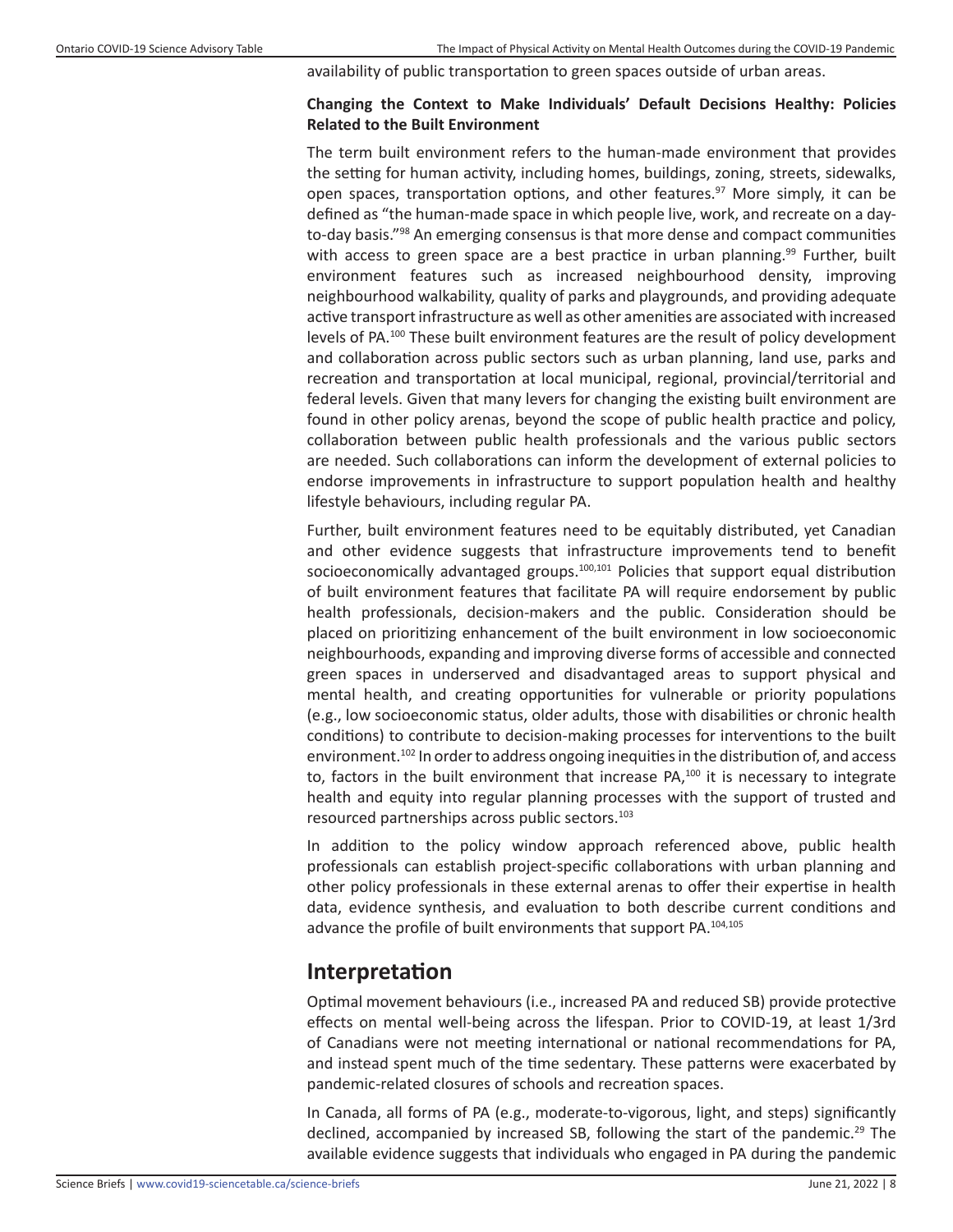availability of public transportation to green spaces outside of urban areas.

**Changing the Context to Make Individuals' Default Decisions Healthy: Policies Related to the Built Environment**

The term built environment refers to the human-made environment that provides the setting for human activity, including homes, buildings, zoning, streets, sidewalks, open spaces, transportation options, and other features.[97] More simply, it can be defined as "the human-made space in which people live, work, and recreate on a day-to-day basis."[98] An emerging consensus is that more dense and compact communities with access to green space are a best practice in urban planning.[99] Further, built environment features such as increased neighbourhood density, improving neighbourhood walkability, quality of parks and playgrounds, and providing adequate active transport infrastructure as well as other amenities are associated with increased levels of PA.[100] These built environment features are the result of policy development and collaboration across public sectors such as urban planning, land use, parks and recreation and transportation at local municipal, regional, provincial/territorial and federal levels. Given that many levers for changing the existing built environment are found in other policy arenas, beyond the scope of public health practice and policy, collaboration between public health professionals and the various public sectors are needed. Such collaborations can inform the development of external policies to endorse improvements in infrastructure to support population health and healthy lifestyle behaviours, including regular PA.

Further, built environment features need to be equitably distributed, yet Canadian and other evidence suggests that infrastructure improvements tend to benefit socioeconomically advantaged groups.[100,101] Policies that support equal distribution of built environment features that facilitate PA will require endorsement by public health professionals, decision-makers and the public. Consideration should be placed on prioritizing enhancement of the built environment in low socioeconomic neighbourhoods, expanding and improving diverse forms of accessible and connected green spaces in underserved and disadvantaged areas to support physical and mental health, and creating opportunities for vulnerable or priority populations (e.g., low socioeconomic status, older adults, those with disabilities or chronic health conditions) to contribute to decision-making processes for interventions to the built environment.[102] In order to address ongoing inequities in the distribution of, and access to, factors in the built environment that increase PA,[100] it is necessary to integrate health and equity into regular planning processes with the support of trusted and resourced partnerships across public sectors.[103]

In addition to the policy window approach referenced above, public health professionals can establish project-specific collaborations with urban planning and other policy professionals in these external arenas to offer their expertise in health data, evidence synthesis, and evaluation to both describe current conditions and advance the profile of built environments that support PA.[104,105]

## Interpretation

Optimal movement behaviours (i.e., increased PA and reduced SB) provide protective effects on mental well-being across the lifespan. Prior to COVID-19, at least 1/3rd of Canadians were not meeting international or national recommendations for PA, and instead spent much of the time sedentary. These patterns were exacerbated by pandemic-related closures of schools and recreation spaces.

In Canada, all forms of PA (e.g., moderate-to-vigorous, light, and steps) significantly declined, accompanied by increased SB, following the start of the pandemic.[29] The available evidence suggests that individuals who engaged in PA during the pandemic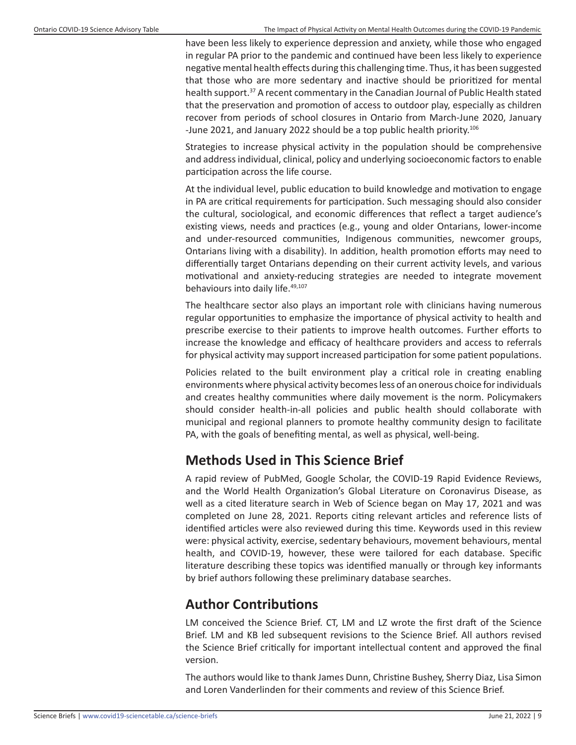have been less likely to experience depression and anxiety, while those who engaged in regular PA prior to the pandemic and continued have been less likely to experience negative mental health effects during this challenging time. Thus, it has been suggested that those who are more sedentary and inactive should be prioritized for mental health support.[37] A recent commentary in the Canadian Journal of Public Health stated that the preservation and promotion of access to outdoor play, especially as children recover from periods of school closures in Ontario from March-June 2020, January -June 2021, and January 2022 should be a top public health priority.[106]

Strategies to increase physical activity in the population should be comprehensive and address individual, clinical, policy and underlying socioeconomic factors to enable participation across the life course.

At the individual level, public education to build knowledge and motivation to engage in PA are critical requirements for participation. Such messaging should also consider the cultural, sociological, and economic differences that reflect a target audience's existing views, needs and practices (e.g., young and older Ontarians, lower-income and under-resourced communities, Indigenous communities, newcomer groups, Ontarians living with a disability). In addition, health promotion efforts may need to differentially target Ontarians depending on their current activity levels, and various motivational and anxiety-reducing strategies are needed to integrate movement behaviours into daily life.[49,107]

The healthcare sector also plays an important role with clinicians having numerous regular opportunities to emphasize the importance of physical activity to health and prescribe exercise to their patients to improve health outcomes. Further efforts to increase the knowledge and efficacy of healthcare providers and access to referrals for physical activity may support increased participation for some patient populations.

Policies related to the built environment play a critical role in creating enabling environments where physical activity becomes less of an onerous choice for individuals and creates healthy communities where daily movement is the norm. Policymakers should consider health-in-all policies and public health should collaborate with municipal and regional planners to promote healthy community design to facilitate PA, with the goals of benefiting mental, as well as physical, well-being.

## Methods Used in This Science Brief

A rapid review of PubMed, Google Scholar, the COVID-19 Rapid Evidence Reviews, and the World Health Organization's Global Literature on Coronavirus Disease, as well as a cited literature search in Web of Science began on May 17, 2021 and was completed on June 28, 2021. Reports citing relevant articles and reference lists of identified articles were also reviewed during this time. Keywords used in this review were: physical activity, exercise, sedentary behaviours, movement behaviours, mental health, and COVID-19, however, these were tailored for each database. Specific literature describing these topics was identified manually or through key informants by brief authors following these preliminary database searches.

## Author Contributions

LM conceived the Science Brief. CT, LM and LZ wrote the first draft of the Science Brief. LM and KB led subsequent revisions to the Science Brief. All authors revised the Science Brief critically for important intellectual content and approved the final version.

The authors would like to thank James Dunn, Christine Bushey, Sherry Diaz, Lisa Simon and Loren Vanderlinden for their comments and review of this Science Brief.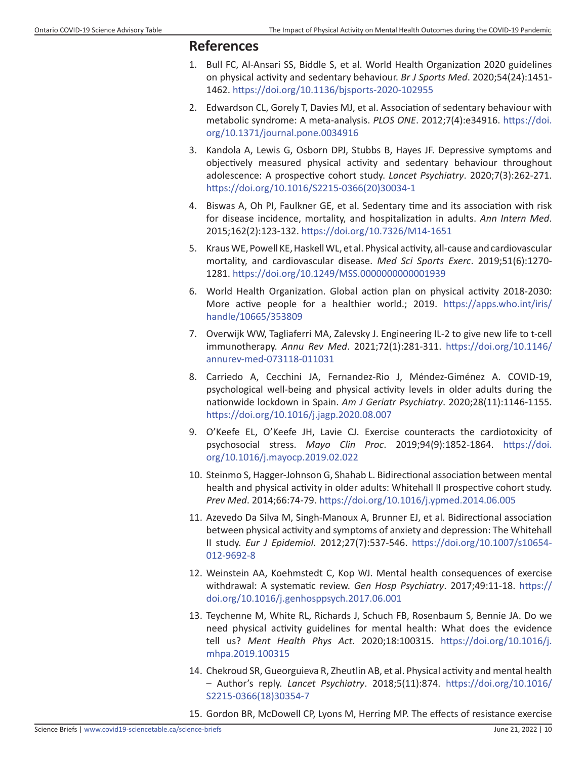## References

1. Bull FC, Al-Ansari SS, Biddle S, et al. World Health Organization 2020 guidelines on physical activity and sedentary behaviour. *Br J Sports Med*. 2020;54(24):1451-1462. https://doi.org/10.1136/bjsports-2020-102955
2. Edwardson CL, Gorely T, Davies MJ, et al. Association of sedentary behaviour with metabolic syndrome: A meta-analysis. *PLOS ONE*. 2012;7(4):e34916. https://doi.org/10.1371/journal.pone.0034916
3. Kandola A, Lewis G, Osborn DPJ, Stubbs B, Hayes JF. Depressive symptoms and objectively measured physical activity and sedentary behaviour throughout adolescence: A prospective cohort study. *Lancet Psychiatry*. 2020;7(3):262-271. https://doi.org/10.1016/S2215-0366(20)30034-1
4. Biswas A, Oh PI, Faulkner GE, et al. Sedentary time and its association with risk for disease incidence, mortality, and hospitalization in adults. *Ann Intern Med*. 2015;162(2):123-132. https://doi.org/10.7326/M14-1651
5. Kraus WE, Powell KE, Haskell WL, et al. Physical activity, all-cause and cardiovascular mortality, and cardiovascular disease. *Med Sci Sports Exerc*. 2019;51(6):1270-1281. https://doi.org/10.1249/MSS.0000000000001939
6. World Health Organization. Global action plan on physical activity 2018-2030: More active people for a healthier world.; 2019. https://apps.who.int/iris/handle/10665/353809
7. Overwijk WW, Tagliaferri MA, Zalevsky J. Engineering IL-2 to give new life to t-cell immunotherapy. *Annu Rev Med*. 2021;72(1):281-311. https://doi.org/10.1146/annurev-med-073118-011031
8. Carriedo A, Cecchini JA, Fernandez-Rio J, Méndez-Giménez A. COVID-19, psychological well-being and physical activity levels in older adults during the nationwide lockdown in Spain. *Am J Geriatr Psychiatry*. 2020;28(11):1146-1155. https://doi.org/10.1016/j.jagp.2020.08.007
9. O'Keefe EL, O'Keefe JH, Lavie CJ. Exercise counteracts the cardiotoxicity of psychosocial stress. *Mayo Clin Proc*. 2019;94(9):1852-1864. https://doi.org/10.1016/j.mayocp.2019.02.022
10. Steinmo S, Hagger-Johnson G, Shahab L. Bidirectional association between mental health and physical activity in older adults: Whitehall II prospective cohort study. *Prev Med*. 2014;66:74-79. https://doi.org/10.1016/j.ypmed.2014.06.005
11. Azevedo Da Silva M, Singh-Manoux A, Brunner EJ, et al. Bidirectional association between physical activity and symptoms of anxiety and depression: The Whitehall II study. *Eur J Epidemiol*. 2012;27(7):537-546. https://doi.org/10.1007/s10654-012-9692-8
12. Weinstein AA, Koehmstedt C, Kop WJ. Mental health consequences of exercise withdrawal: A systematic review. *Gen Hosp Psychiatry*. 2017;49:11-18. https://doi.org/10.1016/j.genhosppsych.2017.06.001
13. Teychenne M, White RL, Richards J, Schuch FB, Rosenbaum S, Bennie JA. Do we need physical activity guidelines for mental health: What does the evidence tell us? *Ment Health Phys Act*. 2020;18:100315. https://doi.org/10.1016/j.mhpa.2019.100315
14. Chekroud SR, Gueorguieva R, Zheutlin AB, et al. Physical activity and mental health – Author's reply. *Lancet Psychiatry*. 2018;5(11):874. https://doi.org/10.1016/S2215-0366(18)30354-7
15. Gordon BR, McDowell CP, Lyons M, Herring MP. The effects of resistance exercise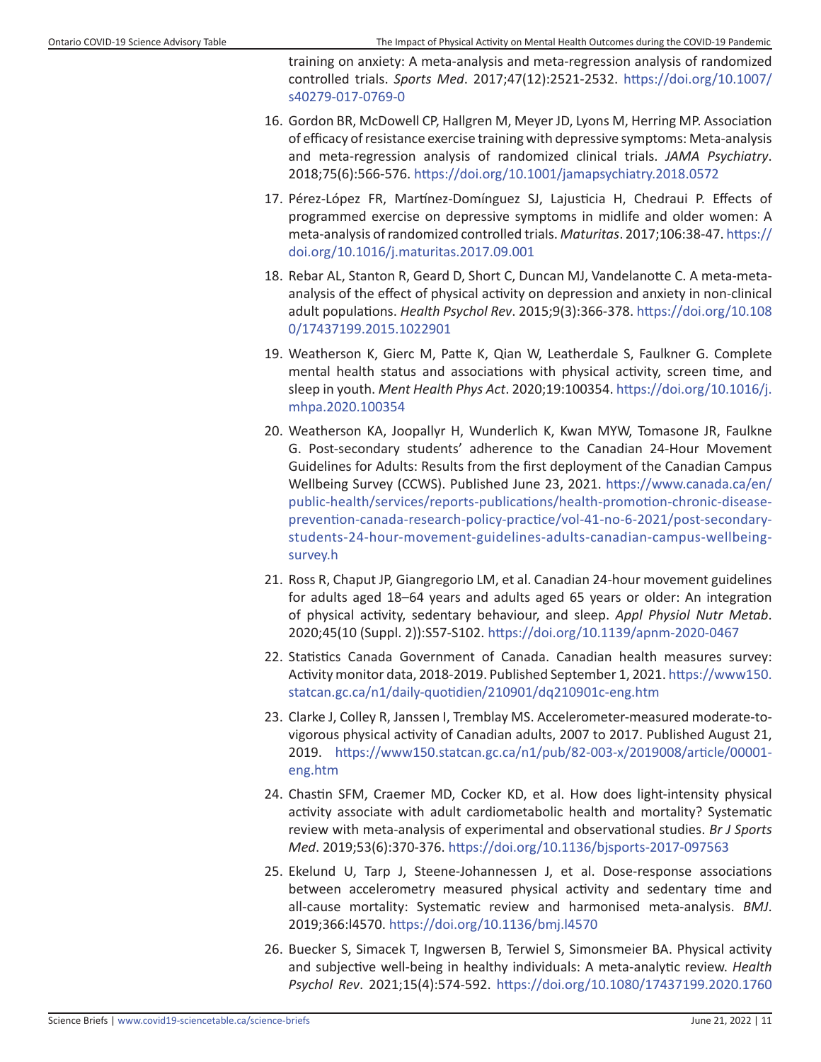training on anxiety: A meta-analysis and meta-regression analysis of randomized controlled trials. *Sports Med*. 2017;47(12):2521-2532. https://doi.org/10.1007/s40279-017-0769-0

16. Gordon BR, McDowell CP, Hallgren M, Meyer JD, Lyons M, Herring MP. Association of efficacy of resistance exercise training with depressive symptoms: Meta-analysis and meta-regression analysis of randomized clinical trials. *JAMA Psychiatry*. 2018;75(6):566-576. https://doi.org/10.1001/jamapsychiatry.2018.0572

17. Pérez-López FR, Martínez-Domínguez SJ, Lajusticia H, Chedraui P. Effects of programmed exercise on depressive symptoms in midlife and older women: A meta-analysis of randomized controlled trials. *Maturitas*. 2017;106:38-47. https://doi.org/10.1016/j.maturitas.2017.09.001

18. Rebar AL, Stanton R, Geard D, Short C, Duncan MJ, Vandelanotte C. A meta-meta-analysis of the effect of physical activity on depression and anxiety in non-clinical adult populations. *Health Psychol Rev*. 2015;9(3):366-378. https://doi.org/10.1080/17437199.2015.1022901

19. Weatherson K, Gierc M, Patte K, Qian W, Leatherdale S, Faulkner G. Complete mental health status and associations with physical activity, screen time, and sleep in youth. *Ment Health Phys Act*. 2020;19:100354. https://doi.org/10.1016/j.mhpa.2020.100354

20. Weatherson KA, Joopallyr H, Wunderlich K, Kwan MYW, Tomasone JR, Faulkne G. Post-secondary students' adherence to the Canadian 24-Hour Movement Guidelines for Adults: Results from the first deployment of the Canadian Campus Wellbeing Survey (CCWS). Published June 23, 2021. https://www.canada.ca/en/public-health/services/reports-publications/health-promotion-chronic-disease-prevention-canada-research-policy-practice/vol-41-no-6-2021/post-secondary-students-24-hour-movement-guidelines-adults-canadian-campus-wellbeing-survey.h

21. Ross R, Chaput JP, Giangregorio LM, et al. Canadian 24-hour movement guidelines for adults aged 18–64 years and adults aged 65 years or older: An integration of physical activity, sedentary behaviour, and sleep. *Appl Physiol Nutr Metab*. 2020;45(10 (Suppl. 2)):S57-S102. https://doi.org/10.1139/apnm-2020-0467

22. Statistics Canada Government of Canada. Canadian health measures survey: Activity monitor data, 2018-2019. Published September 1, 2021. https://www150.statcan.gc.ca/n1/daily-quotidien/210901/dq210901c-eng.htm

23. Clarke J, Colley R, Janssen I, Tremblay MS. Accelerometer-measured moderate-to-vigorous physical activity of Canadian adults, 2007 to 2017. Published August 21, 2019. https://www150.statcan.gc.ca/n1/pub/82-003-x/2019008/article/00001-eng.htm

24. Chastin SFM, Craemer MD, Cocker KD, et al. How does light-intensity physical activity associate with adult cardiometabolic health and mortality? Systematic review with meta-analysis of experimental and observational studies. *Br J Sports Med*. 2019;53(6):370-376. https://doi.org/10.1136/bjsports-2017-097563

25. Ekelund U, Tarp J, Steene-Johannessen J, et al. Dose-response associations between accelerometry measured physical activity and sedentary time and all-cause mortality: Systematic review and harmonised meta-analysis. *BMJ*. 2019;366:l4570. https://doi.org/10.1136/bmj.l4570

26. Buecker S, Simacek T, Ingwersen B, Terwiel S, Simonsmeier BA. Physical activity and subjective well-being in healthy individuals: A meta-analytic review. *Health Psychol Rev*. 2021;15(4):574-592. https://doi.org/10.1080/17437199.2020.1760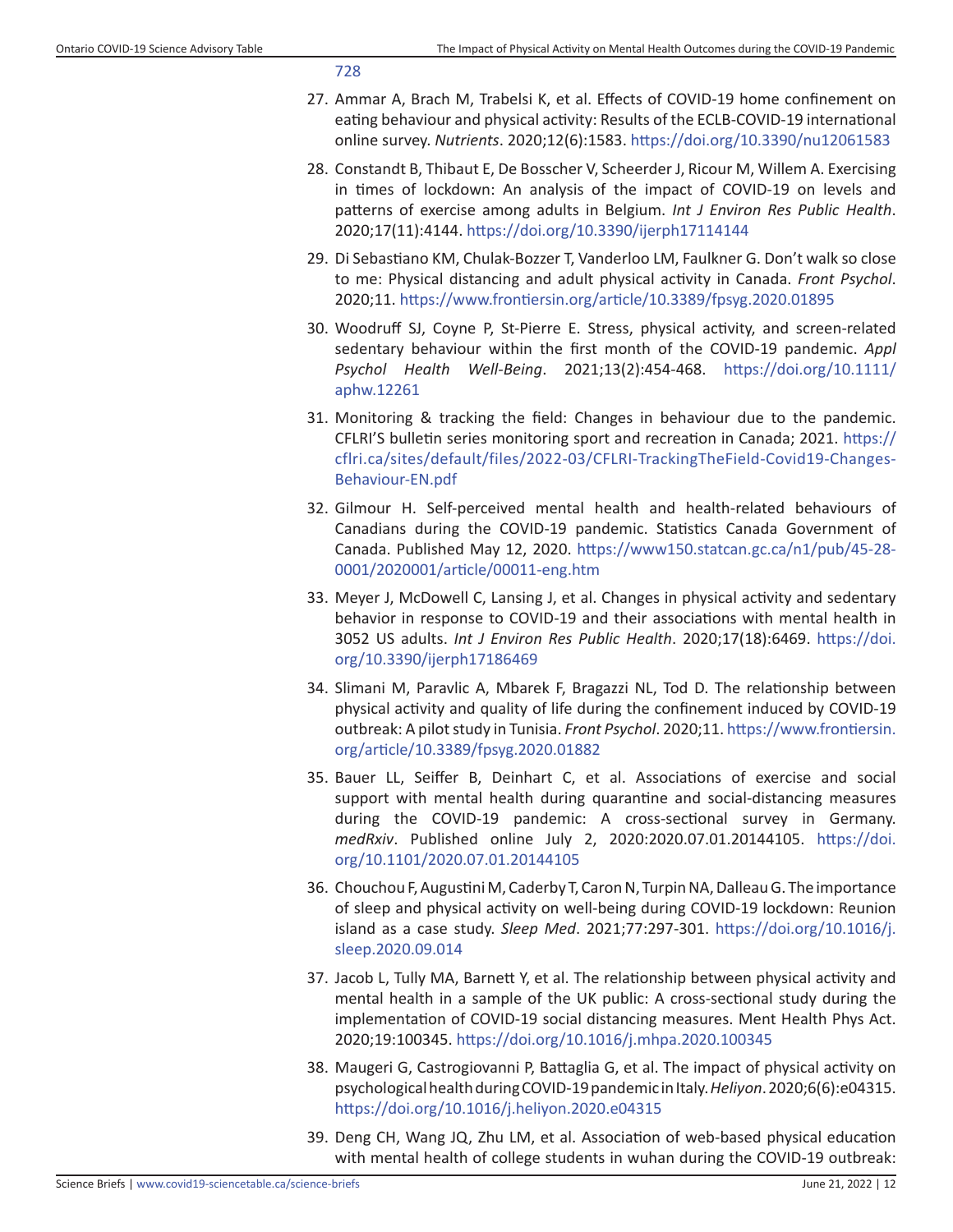728

27. Ammar A, Brach M, Trabelsi K, et al. Effects of COVID-19 home confinement on eating behaviour and physical activity: Results of the ECLB-COVID-19 international online survey. *Nutrients*. 2020;12(6):1583. https://doi.org/10.3390/nu12061583

28. Constandt B, Thibaut E, De Bosscher V, Scheerder J, Ricour M, Willem A. Exercising in times of lockdown: An analysis of the impact of COVID-19 on levels and patterns of exercise among adults in Belgium. *Int J Environ Res Public Health*. 2020;17(11):4144. https://doi.org/10.3390/ijerph17114144

29. Di Sebastiano KM, Chulak-Bozzer T, Vanderloo LM, Faulkner G. Don't walk so close to me: Physical distancing and adult physical activity in Canada. *Front Psychol*. 2020;11. https://www.frontiersin.org/article/10.3389/fpsyg.2020.01895

30. Woodruff SJ, Coyne P, St-Pierre E. Stress, physical activity, and screen-related sedentary behaviour within the first month of the COVID-19 pandemic. *Appl Psychol Health Well-Being*. 2021;13(2):454-468. https://doi.org/10.1111/aphw.12261

31. Monitoring & tracking the field: Changes in behaviour due to the pandemic. CFLRI'S bulletin series monitoring sport and recreation in Canada; 2021. https://cflri.ca/sites/default/files/2022-03/CFLRI-TrackingTheField-Covid19-Changes-Behaviour-EN.pdf

32. Gilmour H. Self-perceived mental health and health-related behaviours of Canadians during the COVID-19 pandemic. Statistics Canada Government of Canada. Published May 12, 2020. https://www150.statcan.gc.ca/n1/pub/45-28-0001/2020001/article/00011-eng.htm

33. Meyer J, McDowell C, Lansing J, et al. Changes in physical activity and sedentary behavior in response to COVID-19 and their associations with mental health in 3052 US adults. *Int J Environ Res Public Health*. 2020;17(18):6469. https://doi.org/10.3390/ijerph17186469

34. Slimani M, Paravlic A, Mbarek F, Bragazzi NL, Tod D. The relationship between physical activity and quality of life during the confinement induced by COVID-19 outbreak: A pilot study in Tunisia. *Front Psychol*. 2020;11. https://www.frontiersin.org/article/10.3389/fpsyg.2020.01882

35. Bauer LL, Seiffer B, Deinhart C, et al. Associations of exercise and social support with mental health during quarantine and social-distancing measures during the COVID-19 pandemic: A cross-sectional survey in Germany. *medRxiv*. Published online July 2, 2020:2020.07.01.20144105. https://doi.org/10.1101/2020.07.01.20144105

36. Chouchou F, Augustini M, Caderby T, Caron N, Turpin NA, Dalleau G. The importance of sleep and physical activity on well-being during COVID-19 lockdown: Reunion island as a case study. *Sleep Med*. 2021;77:297-301. https://doi.org/10.1016/j.sleep.2020.09.014

37. Jacob L, Tully MA, Barnett Y, et al. The relationship between physical activity and mental health in a sample of the UK public: A cross-sectional study during the implementation of COVID-19 social distancing measures. Ment Health Phys Act. 2020;19:100345. https://doi.org/10.1016/j.mhpa.2020.100345

38. Maugeri G, Castrogiovanni P, Battaglia G, et al. The impact of physical activity on psychological health during COVID-19 pandemic in Italy. *Heliyon*. 2020;6(6):e04315. https://doi.org/10.1016/j.heliyon.2020.e04315

39. Deng CH, Wang JQ, Zhu LM, et al. Association of web-based physical education with mental health of college students in wuhan during the COVID-19 outbreak: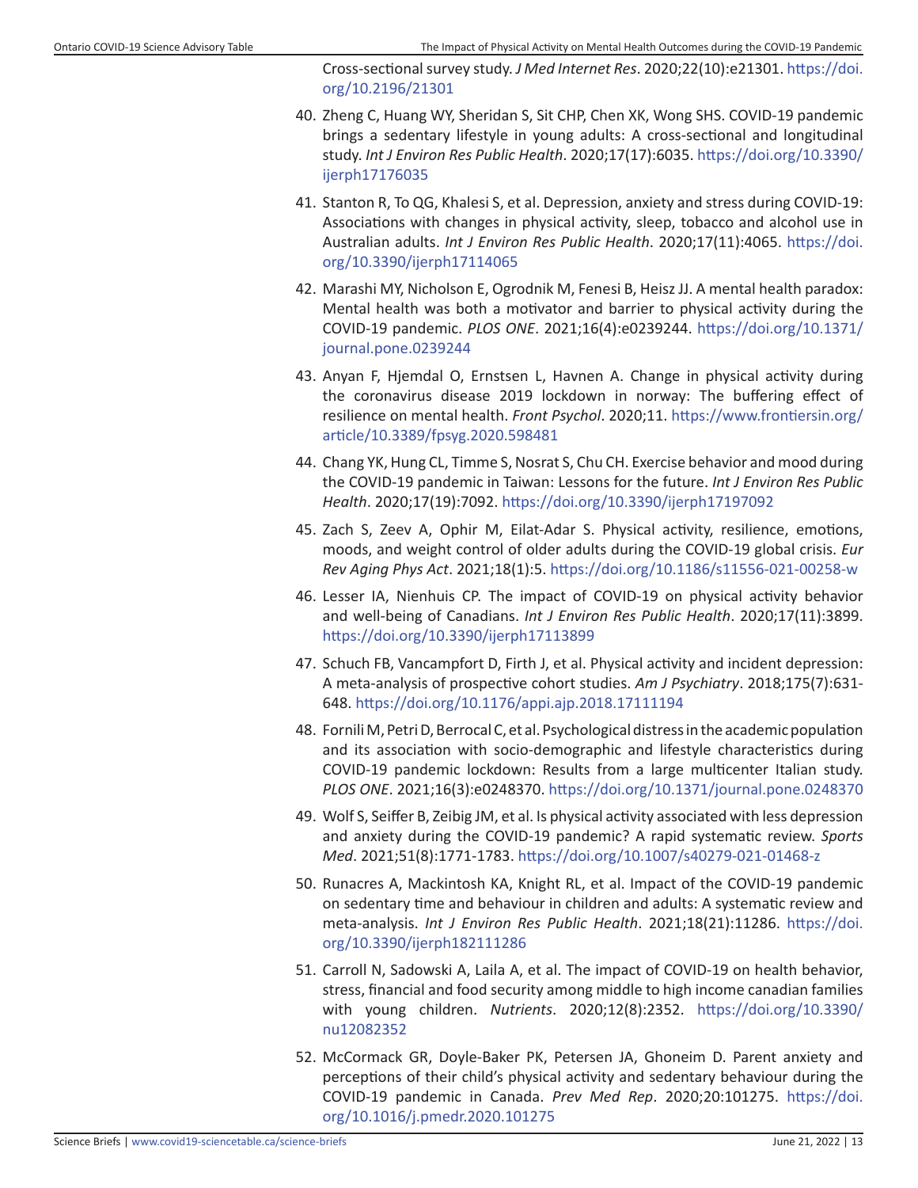Cross-sectional survey study. *J Med Internet Res*. 2020;22(10):e21301. https://doi.org/10.2196/21301

40. Zheng C, Huang WY, Sheridan S, Sit CHP, Chen XK, Wong SHS. COVID-19 pandemic brings a sedentary lifestyle in young adults: A cross-sectional and longitudinal study. *Int J Environ Res Public Health*. 2020;17(17):6035. https://doi.org/10.3390/ijerph17176035
41. Stanton R, To QG, Khalesi S, et al. Depression, anxiety and stress during COVID-19: Associations with changes in physical activity, sleep, tobacco and alcohol use in Australian adults. *Int J Environ Res Public Health*. 2020;17(11):4065. https://doi.org/10.3390/ijerph17114065
42. Marashi MY, Nicholson E, Ogrodnik M, Fenesi B, Heisz JJ. A mental health paradox: Mental health was both a motivator and barrier to physical activity during the COVID-19 pandemic. *PLOS ONE*. 2021;16(4):e0239244. https://doi.org/10.1371/journal.pone.0239244
43. Anyan F, Hjemdal O, Ernstsen L, Havnen A. Change in physical activity during the coronavirus disease 2019 lockdown in norway: The buffering effect of resilience on mental health. *Front Psychol*. 2020;11. https://www.frontiersin.org/article/10.3389/fpsyg.2020.598481
44. Chang YK, Hung CL, Timme S, Nosrat S, Chu CH. Exercise behavior and mood during the COVID-19 pandemic in Taiwan: Lessons for the future. *Int J Environ Res Public Health*. 2020;17(19):7092. https://doi.org/10.3390/ijerph17197092
45. Zach S, Zeev A, Ophir M, Eilat-Adar S. Physical activity, resilience, emotions, moods, and weight control of older adults during the COVID-19 global crisis. *Eur Rev Aging Phys Act*. 2021;18(1):5. https://doi.org/10.1186/s11556-021-00258-w
46. Lesser IA, Nienhuis CP. The impact of COVID-19 on physical activity behavior and well-being of Canadians. *Int J Environ Res Public Health*. 2020;17(11):3899. https://doi.org/10.3390/ijerph17113899
47. Schuch FB, Vancampfort D, Firth J, et al. Physical activity and incident depression: A meta-analysis of prospective cohort studies. *Am J Psychiatry*. 2018;175(7):631-648. https://doi.org/10.1176/appi.ajp.2018.17111194
48. Fornili M, Petri D, Berrocal C, et al. Psychological distress in the academic population and its association with socio-demographic and lifestyle characteristics during COVID-19 pandemic lockdown: Results from a large multicenter Italian study. *PLOS ONE*. 2021;16(3):e0248370. https://doi.org/10.1371/journal.pone.0248370
49. Wolf S, Seiffer B, Zeibig JM, et al. Is physical activity associated with less depression and anxiety during the COVID-19 pandemic? A rapid systematic review. *Sports Med*. 2021;51(8):1771-1783. https://doi.org/10.1007/s40279-021-01468-z
50. Runacres A, Mackintosh KA, Knight RL, et al. Impact of the COVID-19 pandemic on sedentary time and behaviour in children and adults: A systematic review and meta-analysis. *Int J Environ Res Public Health*. 2021;18(21):11286. https://doi.org/10.3390/ijerph182111286
51. Carroll N, Sadowski A, Laila A, et al. The impact of COVID-19 on health behavior, stress, financial and food security among middle to high income canadian families with young children. *Nutrients*. 2020;12(8):2352. https://doi.org/10.3390/nu12082352
52. McCormack GR, Doyle-Baker PK, Petersen JA, Ghoneim D. Parent anxiety and perceptions of their child's physical activity and sedentary behaviour during the COVID-19 pandemic in Canada. *Prev Med Rep*. 2020;20:101275. https://doi.org/10.1016/j.pmedr.2020.101275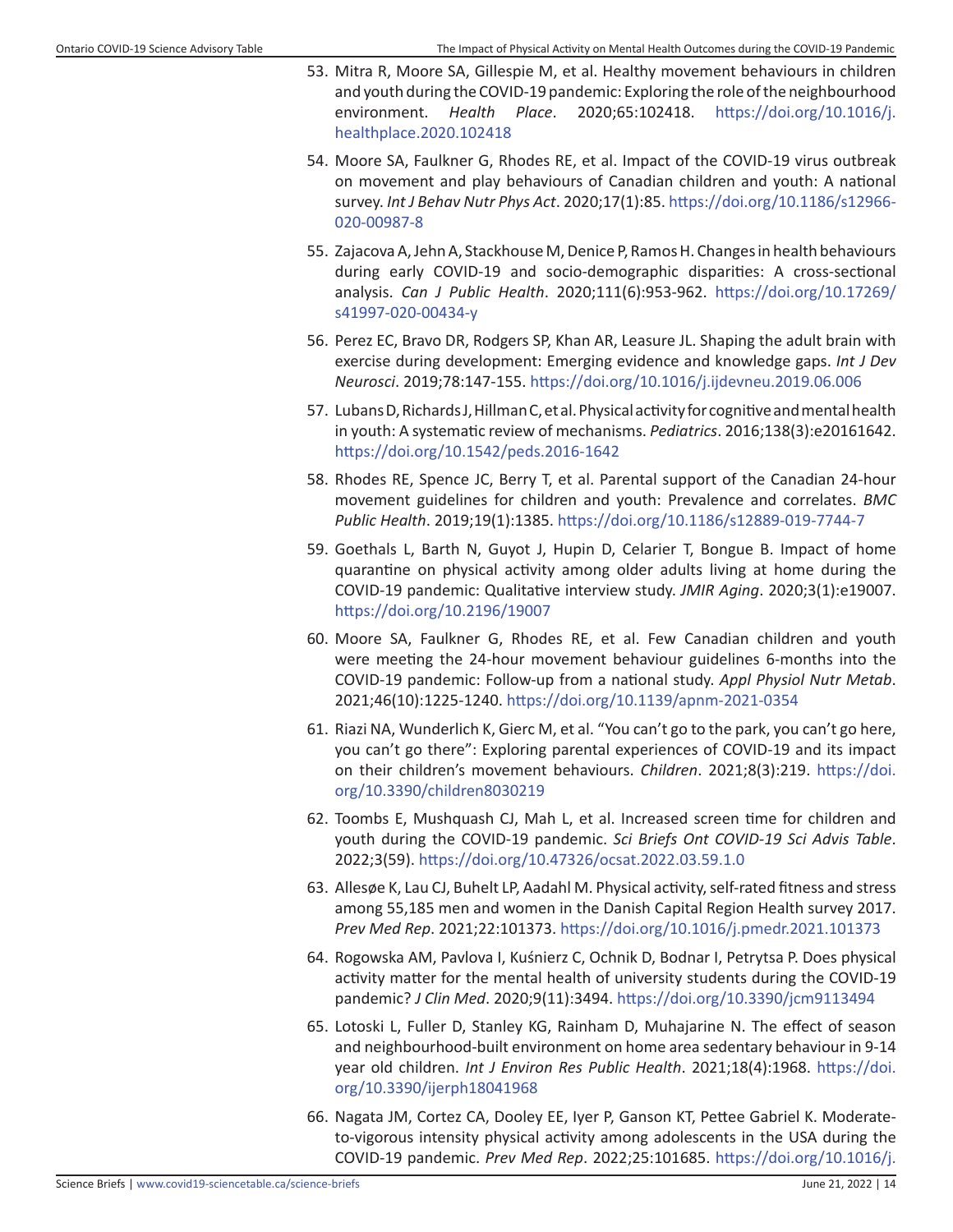53. Mitra R, Moore SA, Gillespie M, et al. Healthy movement behaviours in children and youth during the COVID-19 pandemic: Exploring the role of the neighbourhood environment. *Health Place*. 2020;65:102418. https://doi.org/10.1016/j.healthplace.2020.102418

54. Moore SA, Faulkner G, Rhodes RE, et al. Impact of the COVID-19 virus outbreak on movement and play behaviours of Canadian children and youth: A national survey. *Int J Behav Nutr Phys Act*. 2020;17(1):85. https://doi.org/10.1186/s12966-020-00987-8

55. Zajacova A, Jehn A, Stackhouse M, Denice P, Ramos H. Changes in health behaviours during early COVID-19 and socio-demographic disparities: A cross-sectional analysis. *Can J Public Health*. 2020;111(6):953-962. https://doi.org/10.17269/s41997-020-00434-y

56. Perez EC, Bravo DR, Rodgers SP, Khan AR, Leasure JL. Shaping the adult brain with exercise during development: Emerging evidence and knowledge gaps. *Int J Dev Neurosci*. 2019;78:147-155. https://doi.org/10.1016/j.ijdevneu.2019.06.006

57. Lubans D, Richards J, Hillman C, et al. Physical activity for cognitive and mental health in youth: A systematic review of mechanisms. *Pediatrics*. 2016;138(3):e20161642. https://doi.org/10.1542/peds.2016-1642

58. Rhodes RE, Spence JC, Berry T, et al. Parental support of the Canadian 24-hour movement guidelines for children and youth: Prevalence and correlates. *BMC Public Health*. 2019;19(1):1385. https://doi.org/10.1186/s12889-019-7744-7

59. Goethals L, Barth N, Guyot J, Hupin D, Celarier T, Bongue B. Impact of home quarantine on physical activity among older adults living at home during the COVID-19 pandemic: Qualitative interview study. *JMIR Aging*. 2020;3(1):e19007. https://doi.org/10.2196/19007

60. Moore SA, Faulkner G, Rhodes RE, et al. Few Canadian children and youth were meeting the 24-hour movement behaviour guidelines 6-months into the COVID-19 pandemic: Follow-up from a national study. *Appl Physiol Nutr Metab*. 2021;46(10):1225-1240. https://doi.org/10.1139/apnm-2021-0354

61. Riazi NA, Wunderlich K, Gierc M, et al. "You can't go to the park, you can't go here, you can't go there": Exploring parental experiences of COVID-19 and its impact on their children's movement behaviours. *Children*. 2021;8(3):219. https://doi.org/10.3390/children8030219

62. Toombs E, Mushquash CJ, Mah L, et al. Increased screen time for children and youth during the COVID-19 pandemic. *Sci Briefs Ont COVID-19 Sci Advis Table*. 2022;3(59). https://doi.org/10.47326/ocsat.2022.03.59.1.0

63. Allesøe K, Lau CJ, Buhelt LP, Aadahl M. Physical activity, self-rated fitness and stress among 55,185 men and women in the Danish Capital Region Health survey 2017. *Prev Med Rep*. 2021;22:101373. https://doi.org/10.1016/j.pmedr.2021.101373

64. Rogowska AM, Pavlova I, Kuśnierz C, Ochnik D, Bodnar I, Petrytsa P. Does physical activity matter for the mental health of university students during the COVID-19 pandemic? *J Clin Med*. 2020;9(11):3494. https://doi.org/10.3390/jcm9113494

65. Lotoski L, Fuller D, Stanley KG, Rainham D, Muhajarine N. The effect of season and neighbourhood-built environment on home area sedentary behaviour in 9-14 year old children. *Int J Environ Res Public Health*. 2021;18(4):1968. https://doi.org/10.3390/ijerph18041968

66. Nagata JM, Cortez CA, Dooley EE, Iyer P, Ganson KT, Pettee Gabriel K. Moderate-to-vigorous intensity physical activity among adolescents in the USA during the COVID-19 pandemic. *Prev Med Rep*. 2022;25:101685. https://doi.org/10.1016/j.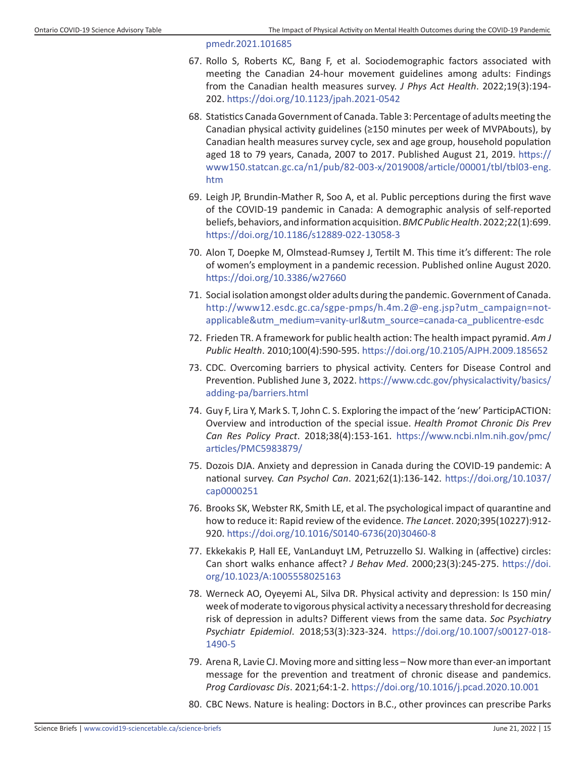pmedr.2021.101685

67. Rollo S, Roberts KC, Bang F, et al. Sociodemographic factors associated with meeting the Canadian 24-hour movement guidelines among adults: Findings from the Canadian health measures survey. *J Phys Act Health*. 2022;19(3):194-202. https://doi.org/10.1123/jpah.2021-0542
68. Statistics Canada Government of Canada. Table 3: Percentage of adults meeting the Canadian physical activity guidelines (≥150 minutes per week of MVPAbouts), by Canadian health measures survey cycle, sex and age group, household population aged 18 to 79 years, Canada, 2007 to 2017. Published August 21, 2019. https://www150.statcan.gc.ca/n1/pub/82-003-x/2019008/article/00001/tbl/tbl03-eng.htm
69. Leigh JP, Brundin-Mather R, Soo A, et al. Public perceptions during the first wave of the COVID-19 pandemic in Canada: A demographic analysis of self-reported beliefs, behaviors, and information acquisition. *BMC Public Health*. 2022;22(1):699. https://doi.org/10.1186/s12889-022-13058-3
70. Alon T, Doepke M, Olmstead-Rumsey J, Tertilt M. This time it's different: The role of women's employment in a pandemic recession. Published online August 2020. https://doi.org/10.3386/w27660
71. Social isolation amongst older adults during the pandemic. Government of Canada. http://www12.esdc.gc.ca/sgpe-pmps/h.4m.2@-eng.jsp?utm_campaign=not-applicable&utm_medium=vanity-url&utm_source=canada-ca_publicentre-esdc
72. Frieden TR. A framework for public health action: The health impact pyramid. *Am J Public Health*. 2010;100(4):590-595. https://doi.org/10.2105/AJPH.2009.185652
73. CDC. Overcoming barriers to physical activity. Centers for Disease Control and Prevention. Published June 3, 2022. https://www.cdc.gov/physicalactivity/basics/adding-pa/barriers.html
74. Guy F, Lira Y, Mark S. T, John C. S. Exploring the impact of the 'new' ParticipACTION: Overview and introduction of the special issue. *Health Promot Chronic Dis Prev Can Res Policy Pract*. 2018;38(4):153-161. https://www.ncbi.nlm.nih.gov/pmc/articles/PMC5983879/
75. Dozois DJA. Anxiety and depression in Canada during the COVID-19 pandemic: A national survey. *Can Psychol Can*. 2021;62(1):136-142. https://doi.org/10.1037/cap0000251
76. Brooks SK, Webster RK, Smith LE, et al. The psychological impact of quarantine and how to reduce it: Rapid review of the evidence. *The Lancet*. 2020;395(10227):912-920. https://doi.org/10.1016/S0140-6736(20)30460-8
77. Ekkekakis P, Hall EE, VanLanduyt LM, Petruzzello SJ. Walking in (affective) circles: Can short walks enhance affect? *J Behav Med*. 2000;23(3):245-275. https://doi.org/10.1023/A:1005558025163
78. Werneck AO, Oyeyemi AL, Silva DR. Physical activity and depression: Is 150 min/week of moderate to vigorous physical activity a necessary threshold for decreasing risk of depression in adults? Different views from the same data. *Soc Psychiatry Psychiatr Epidemiol*. 2018;53(3):323-324. https://doi.org/10.1007/s00127-018-1490-5
79. Arena R, Lavie CJ. Moving more and sitting less – Now more than ever-an important message for the prevention and treatment of chronic disease and pandemics. *Prog Cardiovasc Dis*. 2021;64:1-2. https://doi.org/10.1016/j.pcad.2020.10.001
80. CBC News. Nature is healing: Doctors in B.C., other provinces can prescribe Parks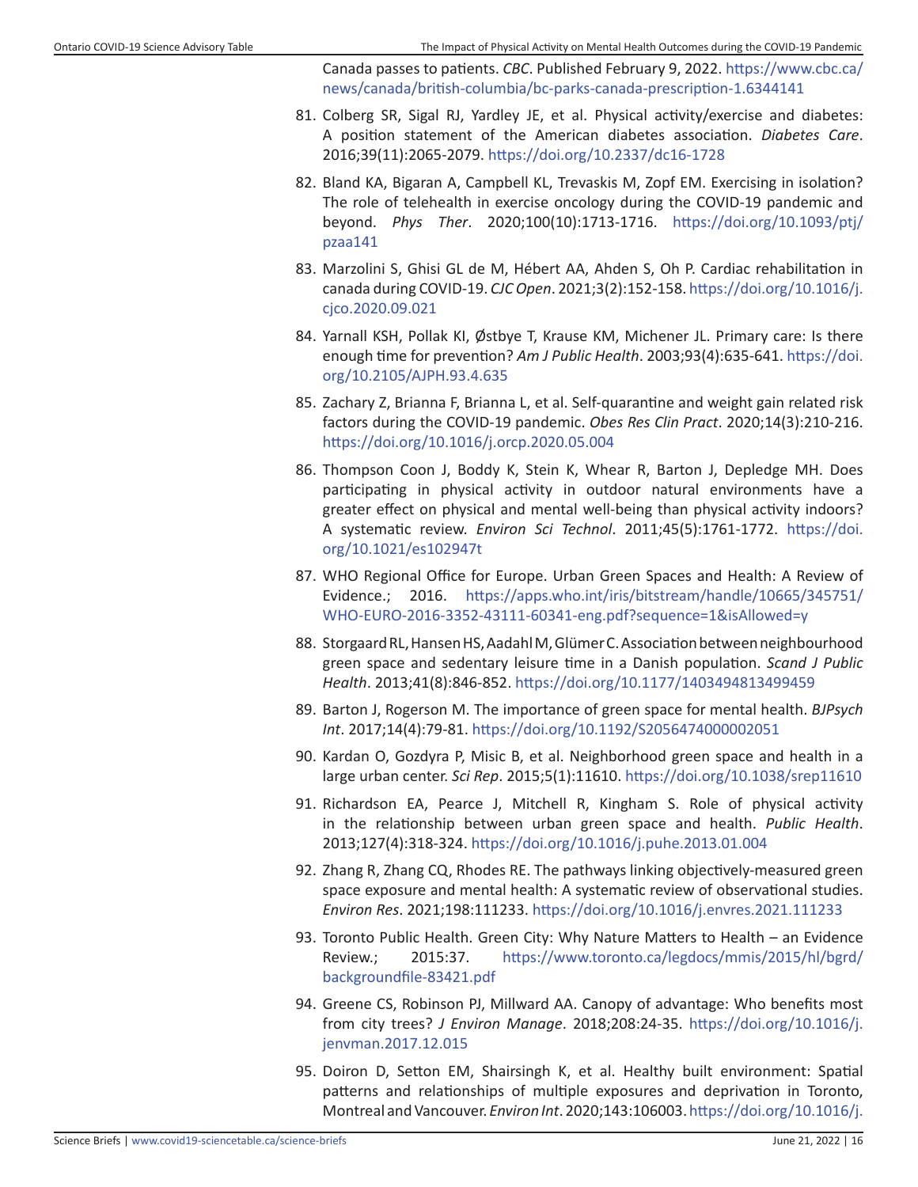Canada passes to patients. *CBC*. Published February 9, 2022. https://www.cbc.ca/news/canada/british-columbia/bc-parks-canada-prescription-1.6344141

81. Colberg SR, Sigal RJ, Yardley JE, et al. Physical activity/exercise and diabetes: A position statement of the American diabetes association. *Diabetes Care*. 2016;39(11):2065-2079. https://doi.org/10.2337/dc16-1728
82. Bland KA, Bigaran A, Campbell KL, Trevaskis M, Zopf EM. Exercising in isolation? The role of telehealth in exercise oncology during the COVID-19 pandemic and beyond. *Phys Ther*. 2020;100(10):1713-1716. https://doi.org/10.1093/ptj/pzaa141
83. Marzolini S, Ghisi GL de M, Hébert AA, Ahden S, Oh P. Cardiac rehabilitation in canada during COVID-19. *CJC Open*. 2021;3(2):152-158. https://doi.org/10.1016/j.cjco.2020.09.021
84. Yarnall KSH, Pollak KI, Østbye T, Krause KM, Michener JL. Primary care: Is there enough time for prevention? *Am J Public Health*. 2003;93(4):635-641. https://doi.org/10.2105/AJPH.93.4.635
85. Zachary Z, Brianna F, Brianna L, et al. Self-quarantine and weight gain related risk factors during the COVID-19 pandemic. *Obes Res Clin Pract*. 2020;14(3):210-216. https://doi.org/10.1016/j.orcp.2020.05.004
86. Thompson Coon J, Boddy K, Stein K, Whear R, Barton J, Depledge MH. Does participating in physical activity in outdoor natural environments have a greater effect on physical and mental well-being than physical activity indoors? A systematic review. *Environ Sci Technol*. 2011;45(5):1761-1772. https://doi.org/10.1021/es102947t
87. WHO Regional Office for Europe. Urban Green Spaces and Health: A Review of Evidence.; 2016. https://apps.who.int/iris/bitstream/handle/10665/345751/WHO-EURO-2016-3352-43111-60341-eng.pdf?sequence=1&isAllowed=y
88. Storgaard RL, Hansen HS, Aadahl M, Glümer C. Association between neighbourhood green space and sedentary leisure time in a Danish population. *Scand J Public Health*. 2013;41(8):846-852. https://doi.org/10.1177/1403494813499459
89. Barton J, Rogerson M. The importance of green space for mental health. *BJPsych Int*. 2017;14(4):79-81. https://doi.org/10.1192/S2056474000002051
90. Kardan O, Gozdyra P, Misic B, et al. Neighborhood green space and health in a large urban center. *Sci Rep*. 2015;5(1):11610. https://doi.org/10.1038/srep11610
91. Richardson EA, Pearce J, Mitchell R, Kingham S. Role of physical activity in the relationship between urban green space and health. *Public Health*. 2013;127(4):318-324. https://doi.org/10.1016/j.puhe.2013.01.004
92. Zhang R, Zhang CQ, Rhodes RE. The pathways linking objectively-measured green space exposure and mental health: A systematic review of observational studies. *Environ Res*. 2021;198:111233. https://doi.org/10.1016/j.envres.2021.111233
93. Toronto Public Health. Green City: Why Nature Matters to Health – an Evidence Review.; 2015:37. https://www.toronto.ca/legdocs/mmis/2015/hl/bgrd/backgroundfile-83421.pdf
94. Greene CS, Robinson PJ, Millward AA. Canopy of advantage: Who benefits most from city trees? *J Environ Manage*. 2018;208:24-35. https://doi.org/10.1016/j.jenvman.2017.12.015
95. Doiron D, Setton EM, Shairsingh K, et al. Healthy built environment: Spatial patterns and relationships of multiple exposures and deprivation in Toronto, Montreal and Vancouver. *Environ Int*. 2020;143:106003. https://doi.org/10.1016/j.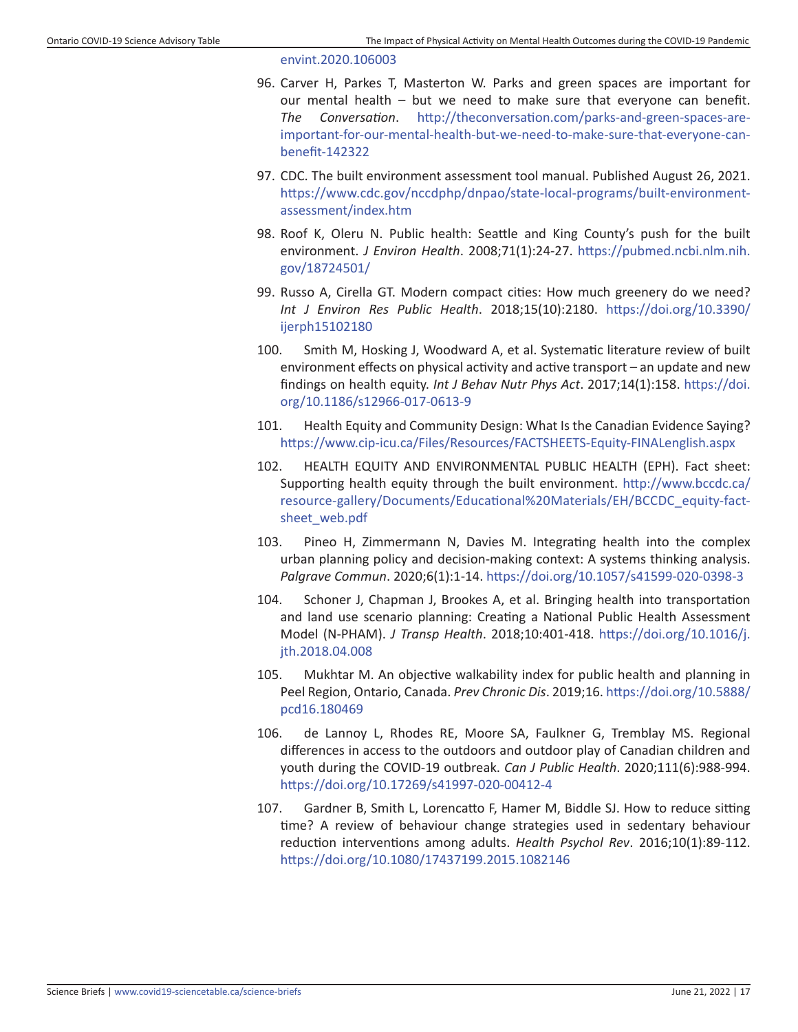envint.2020.106003

96. Carver H, Parkes T, Masterton W. Parks and green spaces are important for our mental health – but we need to make sure that everyone can benefit. *The Conversation*. http://theconversation.com/parks-and-green-spaces-are-important-for-our-mental-health-but-we-need-to-make-sure-that-everyone-can-benefit-142322
97. CDC. The built environment assessment tool manual. Published August 26, 2021. https://www.cdc.gov/nccdphp/dnpao/state-local-programs/built-environment-assessment/index.htm
98. Roof K, Oleru N. Public health: Seattle and King County's push for the built environment. *J Environ Health*. 2008;71(1):24-27. https://pubmed.ncbi.nlm.nih.gov/18724501/
99. Russo A, Cirella GT. Modern compact cities: How much greenery do we need? *Int J Environ Res Public Health*. 2018;15(10):2180. https://doi.org/10.3390/ijerph15102180
100. Smith M, Hosking J, Woodward A, et al. Systematic literature review of built environment effects on physical activity and active transport – an update and new findings on health equity. *Int J Behav Nutr Phys Act*. 2017;14(1):158. https://doi.org/10.1186/s12966-017-0613-9
101. Health Equity and Community Design: What Is the Canadian Evidence Saying? https://www.cip-icu.ca/Files/Resources/FACTSHEETS-Equity-FINALenglish.aspx
102. HEALTH EQUITY AND ENVIRONMENTAL PUBLIC HEALTH (EPH). Fact sheet: Supporting health equity through the built environment. http://www.bccdc.ca/resource-gallery/Documents/Educational%20Materials/EH/BCCDC_equity-fact-sheet_web.pdf
103. Pineo H, Zimmermann N, Davies M. Integrating health into the complex urban planning policy and decision-making context: A systems thinking analysis. *Palgrave Commun*. 2020;6(1):1-14. https://doi.org/10.1057/s41599-020-0398-3
104. Schoner J, Chapman J, Brookes A, et al. Bringing health into transportation and land use scenario planning: Creating a National Public Health Assessment Model (N-PHAM). *J Transp Health*. 2018;10:401-418. https://doi.org/10.1016/j.jth.2018.04.008
105. Mukhtar M. An objective walkability index for public health and planning in Peel Region, Ontario, Canada. *Prev Chronic Dis*. 2019;16. https://doi.org/10.5888/pcd16.180469
106. de Lannoy L, Rhodes RE, Moore SA, Faulkner G, Tremblay MS. Regional differences in access to the outdoors and outdoor play of Canadian children and youth during the COVID-19 outbreak. *Can J Public Health*. 2020;111(6):988-994. https://doi.org/10.17269/s41997-020-00412-4
107. Gardner B, Smith L, Lorencatto F, Hamer M, Biddle SJ. How to reduce sitting time? A review of behaviour change strategies used in sedentary behaviour reduction interventions among adults. *Health Psychol Rev*. 2016;10(1):89-112. https://doi.org/10.1080/17437199.2015.1082146